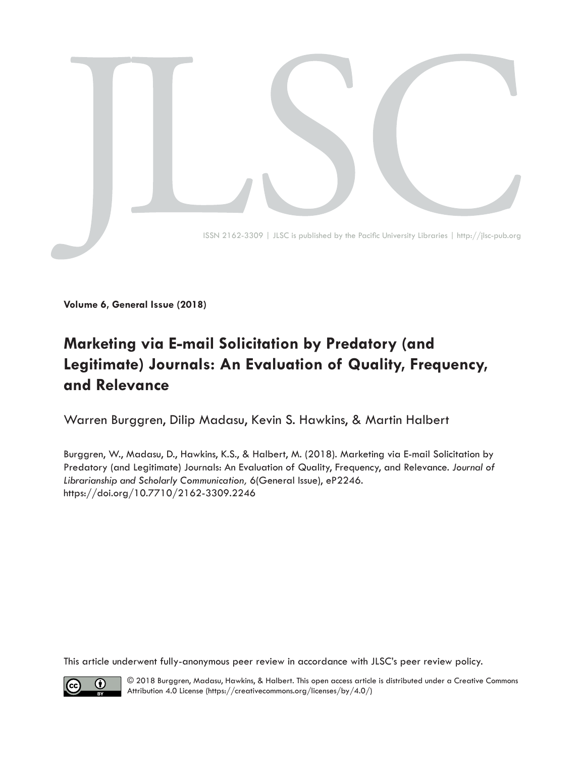ISSN 2162-3309 | JLSC is published by the Pacific University Libraries | http://jlsc-pub.org

**Volume 6, General Issue (2018)**

# Marketing via E-mail Solicitation by Predatory (and Legitimate) Journals: An Evaluation of Quality, Frequency, and Relevance

Warren Burggren, Dilip Madasu, Kevin S. Hawkins, & Martin Halbert

Burggren, W., Madasu, D., Hawkins, K.S., & Halbert, M. (2018). Marketing via E-mail Solicitation by Predatory (and Legitimate) Journals: An Evaluation of Quality, Frequency, and Relevance. *Journal of Librarianship and Scholarly Communication,* 6(General Issue), eP2246. https://doi.org/10.7710/2162-3309.2246

This article underwent fully-anonymous peer review in accordance with JLSC's peer review policy.

© 2018 Burggren, Madasu, Hawkins, & Halbert. This open access article is distributed under a Creative Commons Attribution 4.0 License (https://creativecommons.org/licenses/by/4.0/)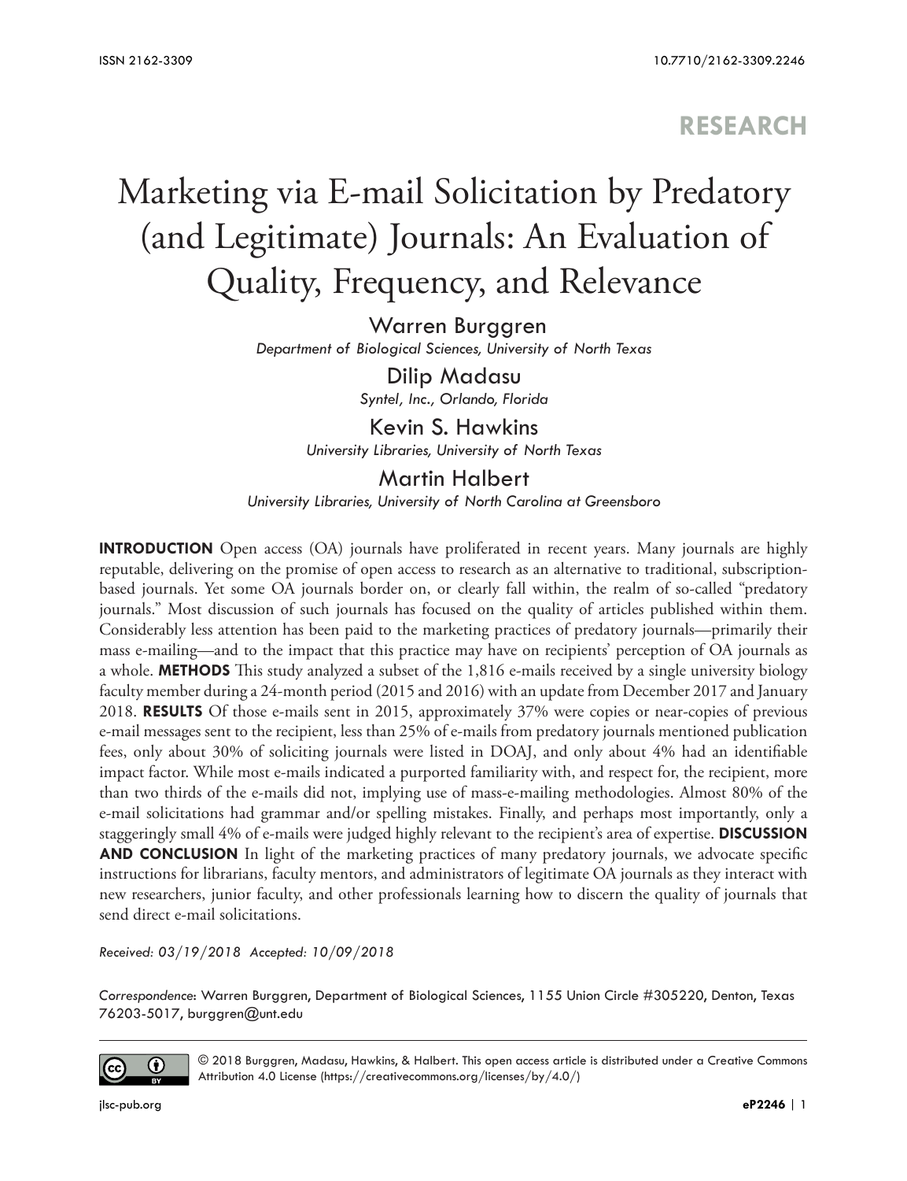# RESEARCH

# Marketing via E-mail Solicitation by Predatory (and Legitimate) Journals: An Evaluation of Quality, Frequency, and Relevance

Warren Burggren
*Department of Biological Sciences, University of North Texas*

Dilip Madasu
*Syntel, Inc., Orlando, Florida*

Kevin S. Hawkins
*University Libraries, University of North Texas*

Martin Halbert
*University Libraries, University of North Carolina at Greensboro*

**INTRODUCTION** Open access (OA) journals have proliferated in recent years. Many journals are highly reputable, delivering on the promise of open access to research as an alternative to traditional, subscription-based journals. Yet some OA journals border on, or clearly fall within, the realm of so-called "predatory journals." Most discussion of such journals has focused on the quality of articles published within them. Considerably less attention has been paid to the marketing practices of predatory journals—primarily their mass e-mailing—and to the impact that this practice may have on recipients' perception of OA journals as a whole. **METHODS** This study analyzed a subset of the 1,816 e-mails received by a single university biology faculty member during a 24-month period (2015 and 2016) with an update from December 2017 and January 2018. **RESULTS** Of those e-mails sent in 2015, approximately 37% were copies or near-copies of previous e-mail messages sent to the recipient, less than 25% of e-mails from predatory journals mentioned publication fees, only about 30% of soliciting journals were listed in DOAJ, and only about 4% had an identifiable impact factor. While most e-mails indicated a purported familiarity with, and respect for, the recipient, more than two thirds of the e-mails did not, implying use of mass-e-mailing methodologies. Almost 80% of the e-mail solicitations had grammar and/or spelling mistakes. Finally, and perhaps most importantly, only a staggeringly small 4% of e-mails were judged highly relevant to the recipient's area of expertise. **DISCUSSION AND CONCLUSION** In light of the marketing practices of many predatory journals, we advocate specific instructions for librarians, faculty mentors, and administrators of legitimate OA journals as they interact with new researchers, junior faculty, and other professionals learning how to discern the quality of journals that send direct e-mail solicitations.

*Received: 03/19/2018 Accepted: 10/09/2018*

*Correspondence*: Warren Burggren, Department of Biological Sciences, 1155 Union Circle #305220, Denton, Texas 76203-5017, burggren@unt.edu

© 2018 Burggren, Madasu, Hawkins, & Halbert. This open access article is distributed under a Creative Commons Attribution 4.0 License (https://creativecommons.org/licenses/by/4.0/)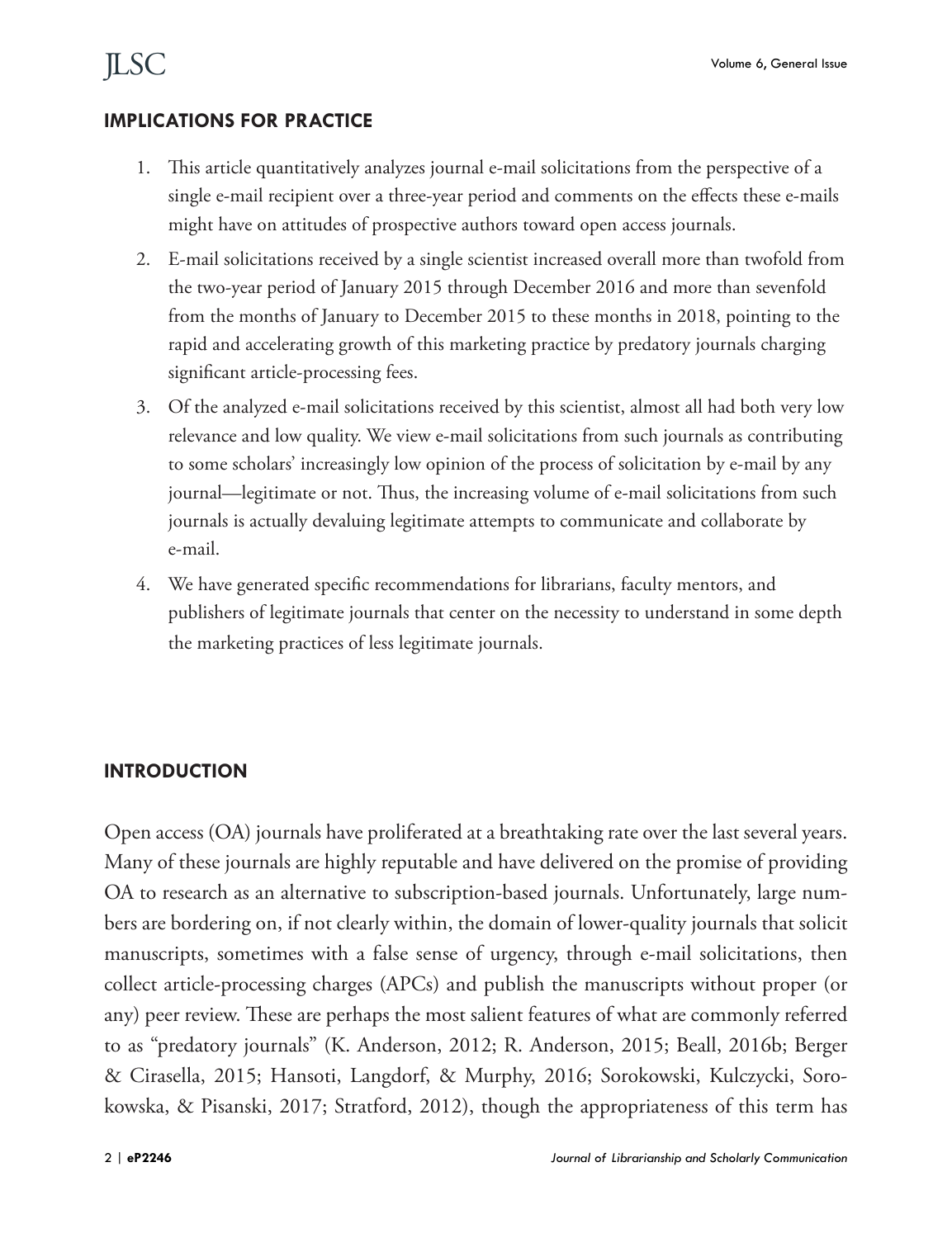## IMPLICATIONS FOR PRACTICE

1. This article quantitatively analyzes journal e-mail solicitations from the perspective of a single e-mail recipient over a three-year period and comments on the effects these e-mails might have on attitudes of prospective authors toward open access journals.
2. E-mail solicitations received by a single scientist increased overall more than twofold from the two-year period of January 2015 through December 2016 and more than sevenfold from the months of January to December 2015 to these months in 2018, pointing to the rapid and accelerating growth of this marketing practice by predatory journals charging significant article-processing fees.
3. Of the analyzed e-mail solicitations received by this scientist, almost all had both very low relevance and low quality. We view e-mail solicitations from such journals as contributing to some scholars' increasingly low opinion of the process of solicitation by e-mail by any journal—legitimate or not. Thus, the increasing volume of e-mail solicitations from such journals is actually devaluing legitimate attempts to communicate and collaborate by e-mail.
4. We have generated specific recommendations for librarians, faculty mentors, and publishers of legitimate journals that center on the necessity to understand in some depth the marketing practices of less legitimate journals.

## INTRODUCTION

Open access (OA) journals have proliferated at a breathtaking rate over the last several years. Many of these journals are highly reputable and have delivered on the promise of providing OA to research as an alternative to subscription-based journals. Unfortunately, large numbers are bordering on, if not clearly within, the domain of lower-quality journals that solicit manuscripts, sometimes with a false sense of urgency, through e-mail solicitations, then collect article-processing charges (APCs) and publish the manuscripts without proper (or any) peer review. These are perhaps the most salient features of what are commonly referred to as "predatory journals" (K. Anderson, 2012; R. Anderson, 2015; Beall, 2016b; Berger & Cirasella, 2015; Hansoti, Langdorf, & Murphy, 2016; Sorokowski, Kulczycki, Sorokowska, & Pisanski, 2017; Stratford, 2012), though the appropriateness of this term has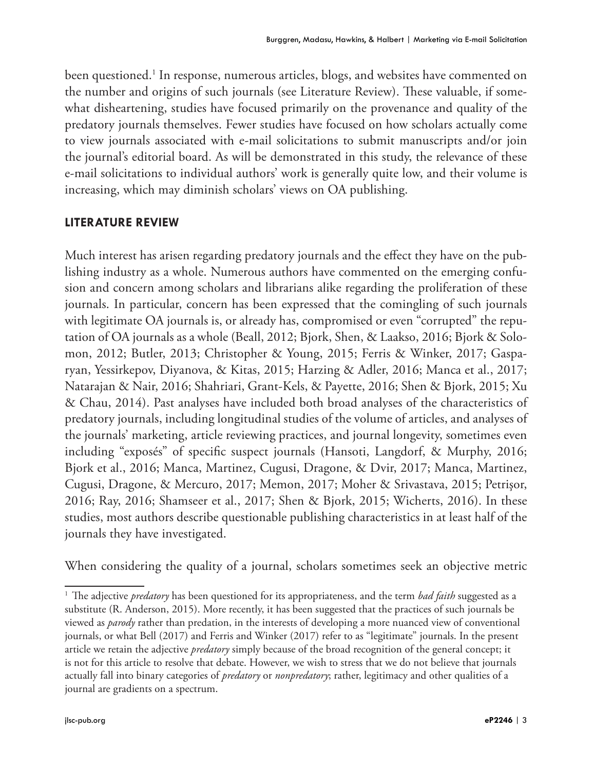been questioned.[1] In response, numerous articles, blogs, and websites have commented on the number and origins of such journals (see Literature Review). These valuable, if somewhat disheartening, studies have focused primarily on the provenance and quality of the predatory journals themselves. Fewer studies have focused on how scholars actually come to view journals associated with e-mail solicitations to submit manuscripts and/or join the journal's editorial board. As will be demonstrated in this study, the relevance of these e-mail solicitations to individual authors' work is generally quite low, and their volume is increasing, which may diminish scholars' views on OA publishing.

## LITERATURE REVIEW

Much interest has arisen regarding predatory journals and the effect they have on the publishing industry as a whole. Numerous authors have commented on the emerging confusion and concern among scholars and librarians alike regarding the proliferation of these journals. In particular, concern has been expressed that the comingling of such journals with legitimate OA journals is, or already has, compromised or even "corrupted" the reputation of OA journals as a whole (Beall, 2012; Bjork, Shen, & Laakso, 2016; Bjork & Solomon, 2012; Butler, 2013; Christopher & Young, 2015; Ferris & Winker, 2017; Gasparyan, Yessirkepov, Diyanova, & Kitas, 2015; Harzing & Adler, 2016; Manca et al., 2017; Natarajan & Nair, 2016; Shahriari, Grant-Kels, & Payette, 2016; Shen & Bjork, 2015; Xu & Chau, 2014). Past analyses have included both broad analyses of the characteristics of predatory journals, including longitudinal studies of the volume of articles, and analyses of the journals' marketing, article reviewing practices, and journal longevity, sometimes even including "exposés" of specific suspect journals (Hansoti, Langdorf, & Murphy, 2016; Bjork et al., 2016; Manca, Martinez, Cugusi, Dragone, & Dvir, 2017; Manca, Martinez, Cugusi, Dragone, & Mercuro, 2017; Memon, 2017; Moher & Srivastava, 2015; Petrişor, 2016; Ray, 2016; Shamseer et al., 2017; Shen & Bjork, 2015; Wicherts, 2016). In these studies, most authors describe questionable publishing characteristics in at least half of the journals they have investigated.

When considering the quality of a journal, scholars sometimes seek an objective metric

[1] The adjective *predatory* has been questioned for its appropriateness, and the term *bad faith* suggested as a substitute (R. Anderson, 2015). More recently, it has been suggested that the practices of such journals be viewed as *parody* rather than predation, in the interests of developing a more nuanced view of conventional journals, or what Bell (2017) and Ferris and Winker (2017) refer to as "legitimate" journals. In the present article we retain the adjective *predatory* simply because of the broad recognition of the general concept; it is not for this article to resolve that debate. However, we wish to stress that we do not believe that journals actually fall into binary categories of *predatory* or *nonpredatory*; rather, legitimacy and other qualities of a journal are gradients on a spectrum.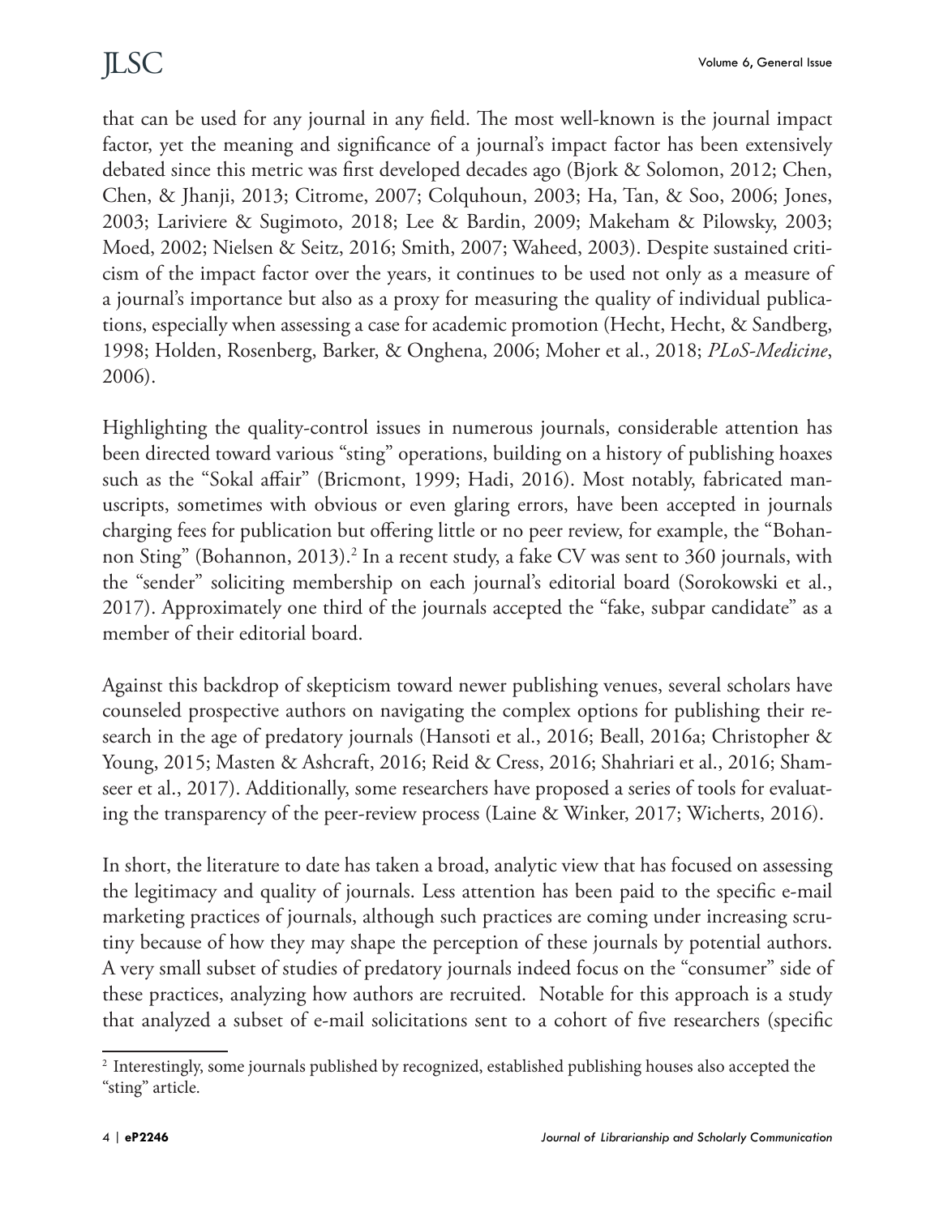that can be used for any journal in any field. The most well-known is the journal impact factor, yet the meaning and significance of a journal's impact factor has been extensively debated since this metric was first developed decades ago (Bjork & Solomon, 2012; Chen, Chen, & Jhanji, 2013; Citrome, 2007; Colquhoun, 2003; Ha, Tan, & Soo, 2006; Jones, 2003; Lariviere & Sugimoto, 2018; Lee & Bardin, 2009; Makeham & Pilowsky, 2003; Moed, 2002; Nielsen & Seitz, 2016; Smith, 2007; Waheed, 2003). Despite sustained criticism of the impact factor over the years, it continues to be used not only as a measure of a journal's importance but also as a proxy for measuring the quality of individual publications, especially when assessing a case for academic promotion (Hecht, Hecht, & Sandberg, 1998; Holden, Rosenberg, Barker, & Onghena, 2006; Moher et al., 2018; *PLoS-Medicine*, 2006).

Highlighting the quality-control issues in numerous journals, considerable attention has been directed toward various "sting" operations, building on a history of publishing hoaxes such as the "Sokal affair" (Bricmont, 1999; Hadi, 2016). Most notably, fabricated manuscripts, sometimes with obvious or even glaring errors, have been accepted in journals charging fees for publication but offering little or no peer review, for example, the "Bohannon Sting" (Bohannon, 2013).[2] In a recent study, a fake CV was sent to 360 journals, with the "sender" soliciting membership on each journal's editorial board (Sorokowski et al., 2017). Approximately one third of the journals accepted the "fake, subpar candidate" as a member of their editorial board.

Against this backdrop of skepticism toward newer publishing venues, several scholars have counseled prospective authors on navigating the complex options for publishing their research in the age of predatory journals (Hansoti et al., 2016; Beall, 2016a; Christopher & Young, 2015; Masten & Ashcraft, 2016; Reid & Cress, 2016; Shahriari et al., 2016; Shamseer et al., 2017). Additionally, some researchers have proposed a series of tools for evaluating the transparency of the peer-review process (Laine & Winker, 2017; Wicherts, 2016).

In short, the literature to date has taken a broad, analytic view that has focused on assessing the legitimacy and quality of journals. Less attention has been paid to the specific e-mail marketing practices of journals, although such practices are coming under increasing scrutiny because of how they may shape the perception of these journals by potential authors. A very small subset of studies of predatory journals indeed focus on the "consumer" side of these practices, analyzing how authors are recruited. Notable for this approach is a study that analyzed a subset of e-mail solicitations sent to a cohort of five researchers (specific

[2] Interestingly, some journals published by recognized, established publishing houses also accepted the "sting" article.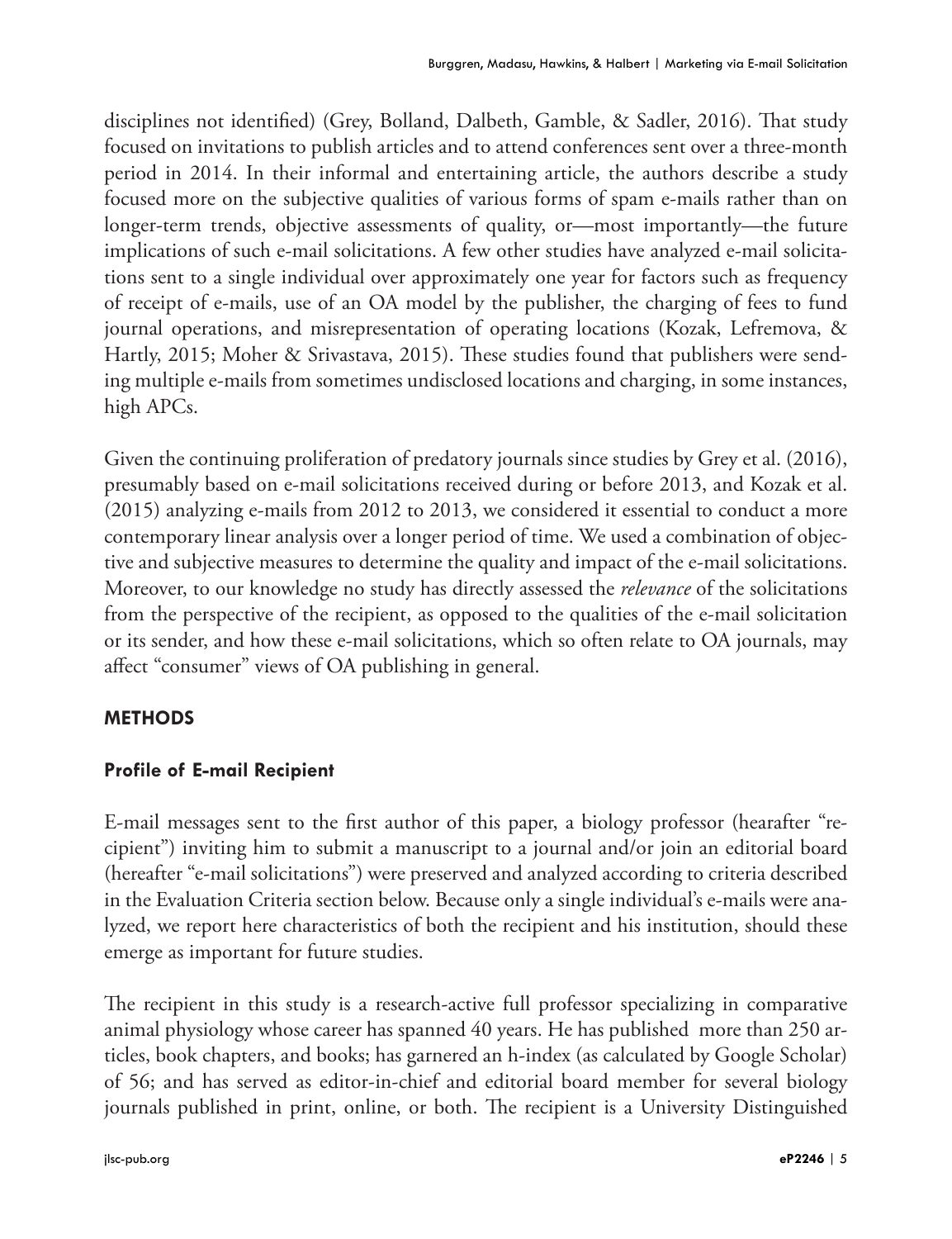disciplines not identified) (Grey, Bolland, Dalbeth, Gamble, & Sadler, 2016). That study focused on invitations to publish articles and to attend conferences sent over a three-month period in 2014. In their informal and entertaining article, the authors describe a study focused more on the subjective qualities of various forms of spam e-mails rather than on longer-term trends, objective assessments of quality, or—most importantly—the future implications of such e-mail solicitations. A few other studies have analyzed e-mail solicitations sent to a single individual over approximately one year for factors such as frequency of receipt of e-mails, use of an OA model by the publisher, the charging of fees to fund journal operations, and misrepresentation of operating locations (Kozak, Lefremova, & Hartly, 2015; Moher & Srivastava, 2015). These studies found that publishers were sending multiple e-mails from sometimes undisclosed locations and charging, in some instances, high APCs.

Given the continuing proliferation of predatory journals since studies by Grey et al. (2016), presumably based on e-mail solicitations received during or before 2013, and Kozak et al. (2015) analyzing e-mails from 2012 to 2013, we considered it essential to conduct a more contemporary linear analysis over a longer period of time. We used a combination of objective and subjective measures to determine the quality and impact of the e-mail solicitations. Moreover, to our knowledge no study has directly assessed the *relevance* of the solicitations from the perspective of the recipient, as opposed to the qualities of the e-mail solicitation or its sender, and how these e-mail solicitations, which so often relate to OA journals, may affect "consumer" views of OA publishing in general.

## METHODS

### Profile of E-mail Recipient

E-mail messages sent to the first author of this paper, a biology professor (hearafter "recipient") inviting him to submit a manuscript to a journal and/or join an editorial board (hereafter "e-mail solicitations") were preserved and analyzed according to criteria described in the Evaluation Criteria section below. Because only a single individual's e-mails were analyzed, we report here characteristics of both the recipient and his institution, should these emerge as important for future studies.

The recipient in this study is a research-active full professor specializing in comparative animal physiology whose career has spanned 40 years. He has published more than 250 articles, book chapters, and books; has garnered an h-index (as calculated by Google Scholar) of 56; and has served as editor-in-chief and editorial board member for several biology journals published in print, online, or both. The recipient is a University Distinguished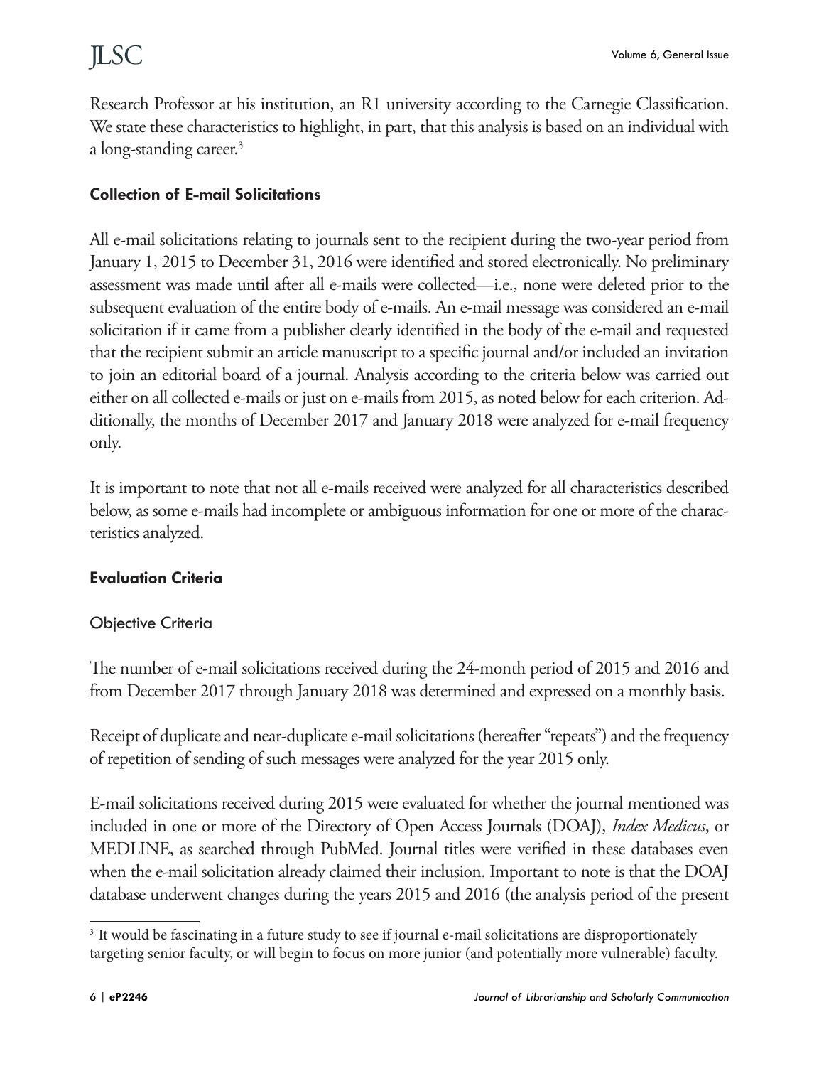Research Professor at his institution, an R1 university according to the Carnegie Classification. We state these characteristics to highlight, in part, that this analysis is based on an individual with a long-standing career.[3]

### Collection of E-mail Solicitations

All e-mail solicitations relating to journals sent to the recipient during the two-year period from January 1, 2015 to December 31, 2016 were identified and stored electronically. No preliminary assessment was made until after all e-mails were collected—i.e., none were deleted prior to the subsequent evaluation of the entire body of e-mails. An e-mail message was considered an e-mail solicitation if it came from a publisher clearly identified in the body of the e-mail and requested that the recipient submit an article manuscript to a specific journal and/or included an invitation to join an editorial board of a journal. Analysis according to the criteria below was carried out either on all collected e-mails or just on e-mails from 2015, as noted below for each criterion. Additionally, the months of December 2017 and January 2018 were analyzed for e-mail frequency only.

It is important to note that not all e-mails received were analyzed for all characteristics described below, as some e-mails had incomplete or ambiguous information for one or more of the characteristics analyzed.

### Evaluation Criteria

#### Objective Criteria

The number of e-mail solicitations received during the 24-month period of 2015 and 2016 and from December 2017 through January 2018 was determined and expressed on a monthly basis.

Receipt of duplicate and near-duplicate e-mail solicitations (hereafter "repeats") and the frequency of repetition of sending of such messages were analyzed for the year 2015 only.

E-mail solicitations received during 2015 were evaluated for whether the journal mentioned was included in one or more of the Directory of Open Access Journals (DOAJ), *Index Medicus*, or MEDLINE, as searched through PubMed. Journal titles were verified in these databases even when the e-mail solicitation already claimed their inclusion. Important to note is that the DOAJ database underwent changes during the years 2015 and 2016 (the analysis period of the present

---

[3] It would be fascinating in a future study to see if journal e-mail solicitations are disproportionately targeting senior faculty, or will begin to focus on more junior (and potentially more vulnerable) faculty.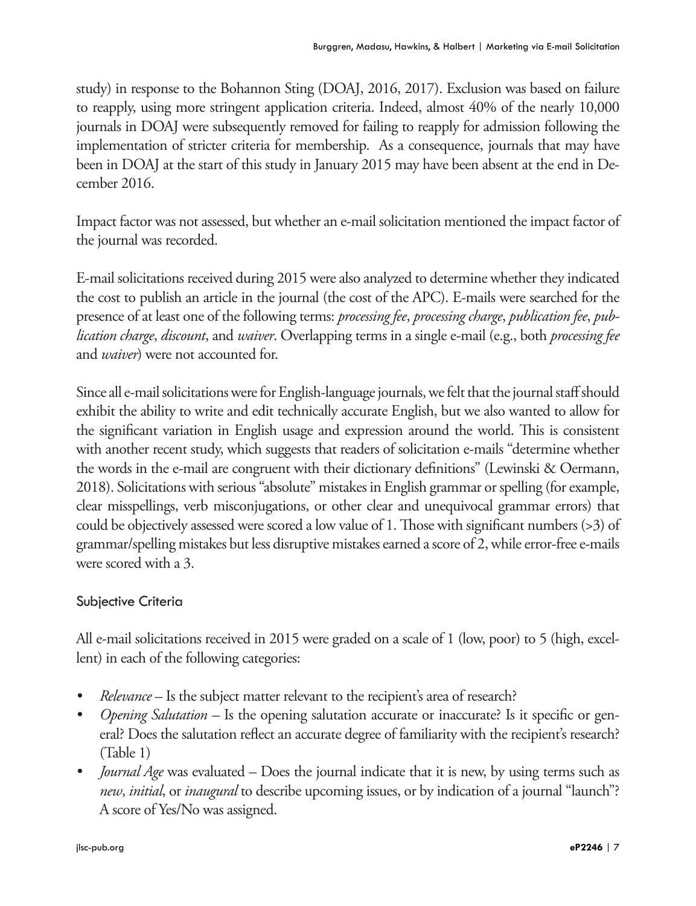study) in response to the Bohannon Sting (DOAJ, 2016, 2017). Exclusion was based on failure to reapply, using more stringent application criteria. Indeed, almost 40% of the nearly 10,000 journals in DOAJ were subsequently removed for failing to reapply for admission following the implementation of stricter criteria for membership. As a consequence, journals that may have been in DOAJ at the start of this study in January 2015 may have been absent at the end in December 2016.

Impact factor was not assessed, but whether an e-mail solicitation mentioned the impact factor of the journal was recorded.

E-mail solicitations received during 2015 were also analyzed to determine whether they indicated the cost to publish an article in the journal (the cost of the APC). E-mails were searched for the presence of at least one of the following terms: *processing fee*, *processing charge*, *publication fee*, *publication charge*, *discount*, and *waiver*. Overlapping terms in a single e-mail (e.g., both *processing fee* and *waiver*) were not accounted for.

Since all e-mail solicitations were for English-language journals, we felt that the journal staff should exhibit the ability to write and edit technically accurate English, but we also wanted to allow for the significant variation in English usage and expression around the world. This is consistent with another recent study, which suggests that readers of solicitation e-mails "determine whether the words in the e-mail are congruent with their dictionary definitions" (Lewinski & Oermann, 2018). Solicitations with serious "absolute" mistakes in English grammar or spelling (for example, clear misspellings, verb misconjugations, or other clear and unequivocal grammar errors) that could be objectively assessed were scored a low value of 1. Those with significant numbers (>3) of grammar/spelling mistakes but less disruptive mistakes earned a score of 2, while error-free e-mails were scored with a 3.

### Subjective Criteria

All e-mail solicitations received in 2015 were graded on a scale of 1 (low, poor) to 5 (high, excellent) in each of the following categories:

- *Relevance* – Is the subject matter relevant to the recipient's area of research?
- *Opening Salutation* – Is the opening salutation accurate or inaccurate? Is it specific or general? Does the salutation reflect an accurate degree of familiarity with the recipient's research? (Table 1)
- *Journal Age* was evaluated – Does the journal indicate that it is new, by using terms such as *new*, *initial*, or *inaugural* to describe upcoming issues, or by indication of a journal "launch"? A score of Yes/No was assigned.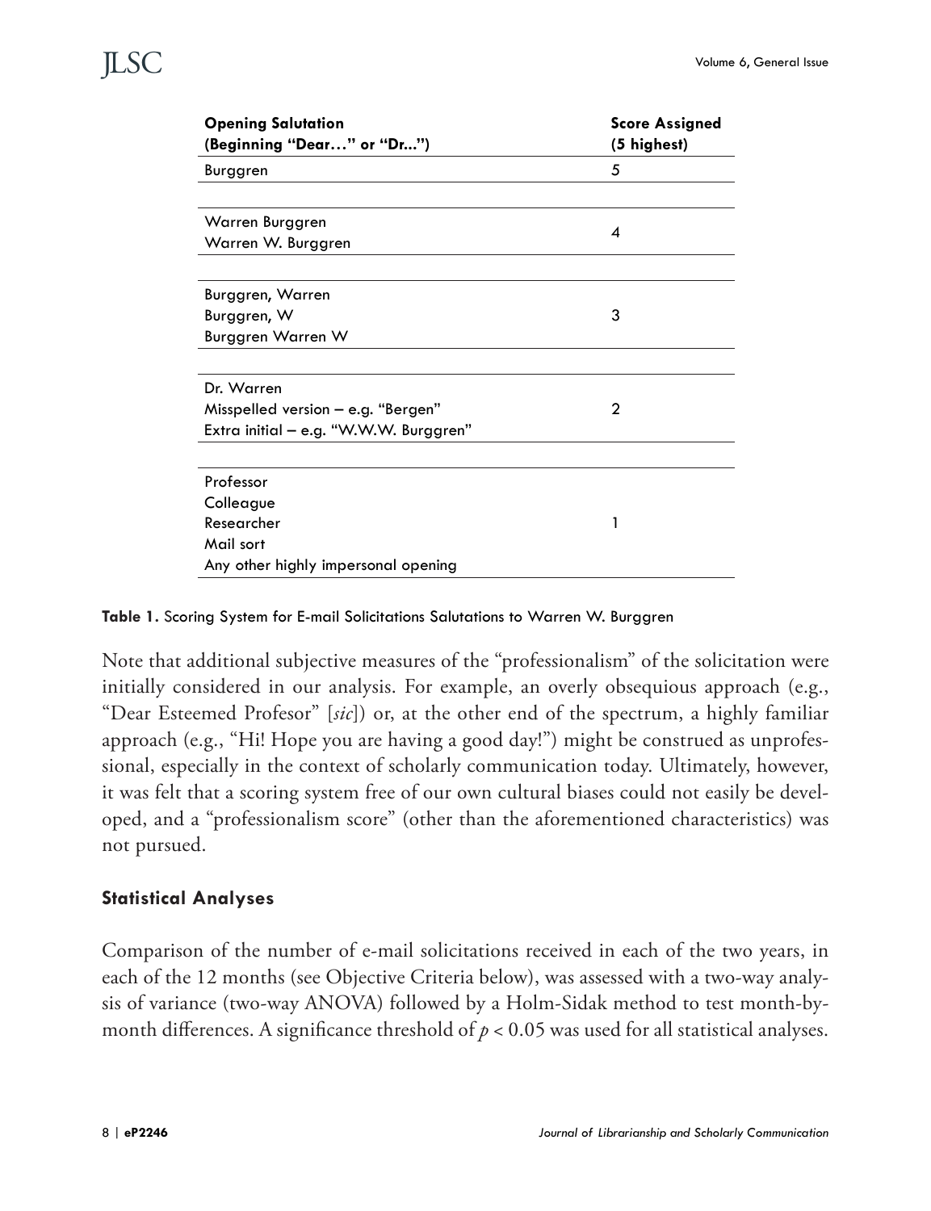| Opening Salutation (Beginning "Dear…" or "Dr...") | Score Assigned (5 highest) |
| --- | --- |
| Burggren | 5 |
| Warren Burggren<br>Warren W. Burggren | 4 |
| Burggren, Warren<br>Burggren, W<br>Burggren Warren W | 3 |
| Dr. Warren<br>Misspelled version – e.g. "Bergen"<br>Extra initial – e.g. "W.W.W. Burggren" | 2 |
| Professor<br>Colleague<br>Researcher<br>Mail sort<br>Any other highly impersonal opening | 1 |

**Table 1.** Scoring System for E-mail Solicitations Salutations to Warren W. Burggren

Note that additional subjective measures of the "professionalism" of the solicitation were initially considered in our analysis. For example, an overly obsequious approach (e.g., "Dear Esteemed Profesor" [*sic*]) or, at the other end of the spectrum, a highly familiar approach (e.g., "Hi! Hope you are having a good day!") might be construed as unprofessional, especially in the context of scholarly communication today. Ultimately, however, it was felt that a scoring system free of our own cultural biases could not easily be developed, and a "professionalism score" (other than the aforementioned characteristics) was not pursued.

### Statistical Analyses

Comparison of the number of e-mail solicitations received in each of the two years, in each of the 12 months (see Objective Criteria below), was assessed with a two-way analysis of variance (two-way ANOVA) followed by a Holm-Sidak method to test month-by-month differences. A significance threshold of $p < 0.05$ was used for all statistical analyses.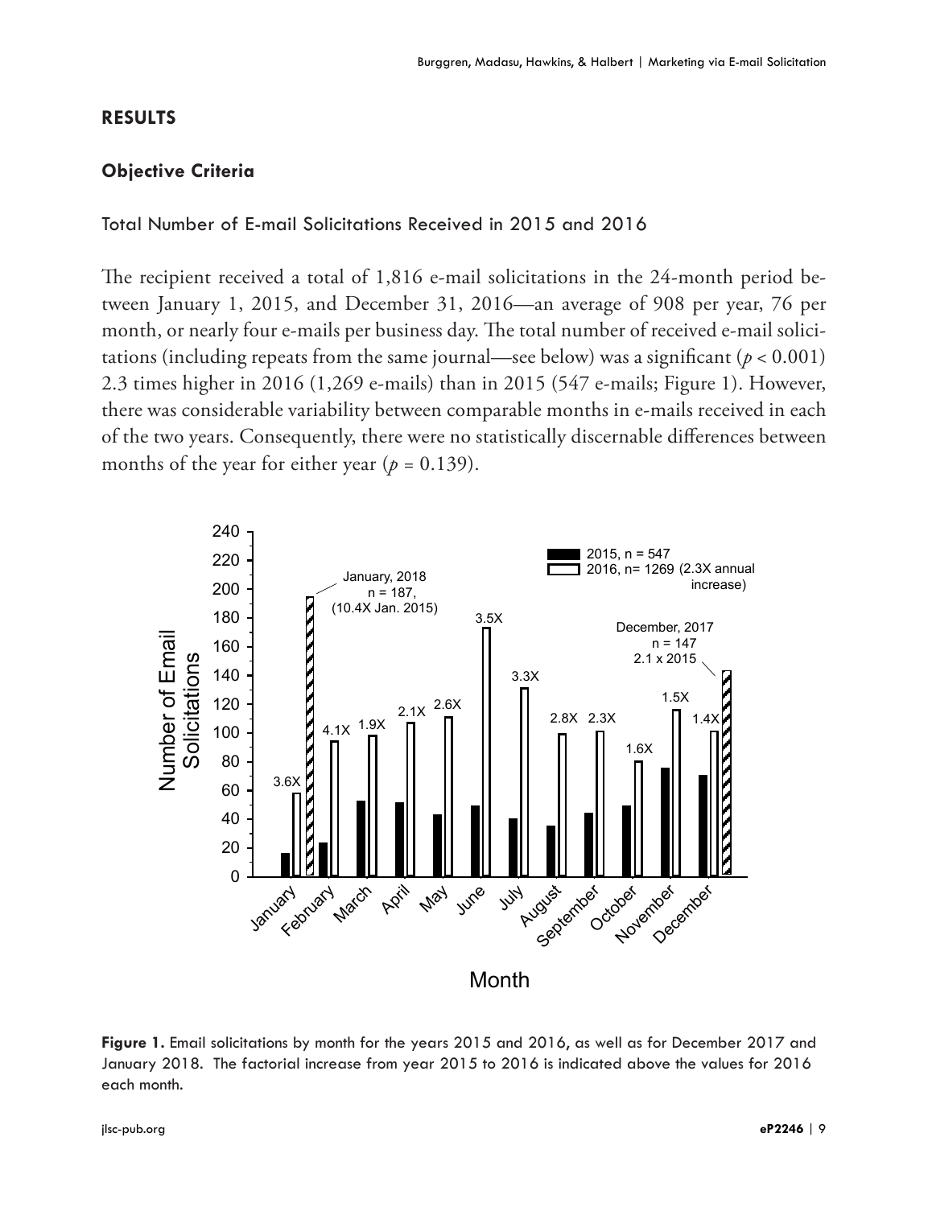## RESULTS

### Objective Criteria

Total Number of E-mail Solicitations Received in 2015 and 2016

The recipient received a total of 1,816 e-mail solicitations in the 24-month period between January 1, 2015, and December 31, 2016—an average of 908 per year, 76 per month, or nearly four e-mails per business day. The total number of received e-mail solicitations (including repeats from the same journal—see below) was a significant ($p < 0.001$) 2.3 times higher in 2016 (1,269 e-mails) than in 2015 (547 e-mails; Figure 1). However, there was considerable variability between comparable months in e-mails received in each of the two years. Consequently, there were no statistically discernable differences between months of the year for either year ($p = 0.139$).

**Figure 1.** Email solicitations by month for the years 2015 and 2016, as well as for December 2017 and January 2018. The factorial increase from year 2015 to 2016 is indicated above the values for 2016 each month.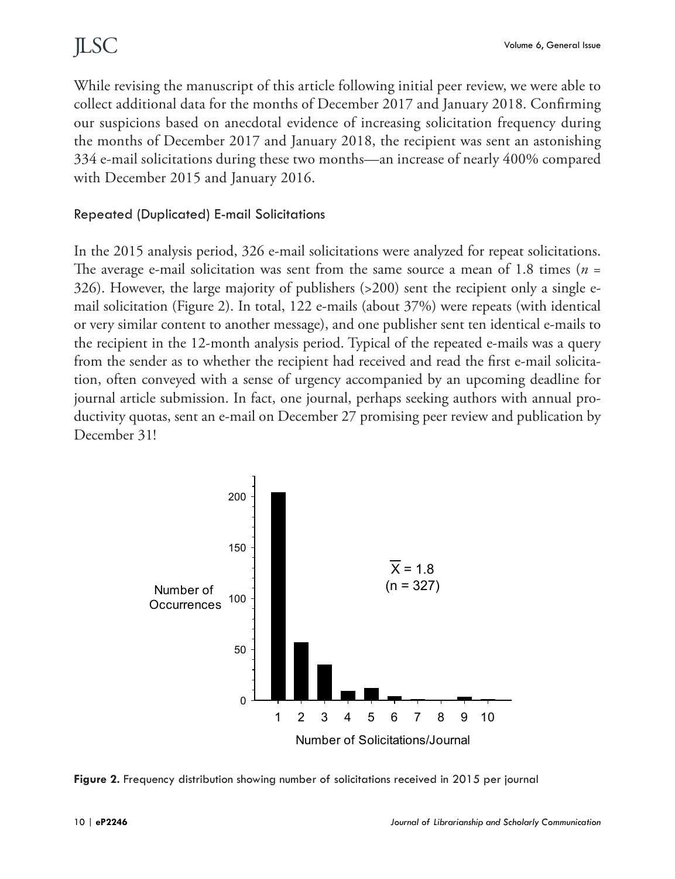While revising the manuscript of this article following initial peer review, we were able to collect additional data for the months of December 2017 and January 2018. Confirming our suspicions based on anecdotal evidence of increasing solicitation frequency during the months of December 2017 and January 2018, the recipient was sent an astonishing 334 e-mail solicitations during these two months—an increase of nearly 400% compared with December 2015 and January 2016.

### Repeated (Duplicated) E-mail Solicitations

In the 2015 analysis period, 326 e-mail solicitations were analyzed for repeat solicitations. The average e-mail solicitation was sent from the same source a mean of 1.8 times ($n$ = 326). However, the large majority of publishers (>200) sent the recipient only a single e-mail solicitation (Figure 2). In total, 122 e-mails (about 37%) were repeats (with identical or very similar content to another message), and one publisher sent ten identical e-mails to the recipient in the 12-month analysis period. Typical of the repeated e-mails was a query from the sender as to whether the recipient had received and read the first e-mail solicitation, often conveyed with a sense of urgency accompanied by an upcoming deadline for journal article submission. In fact, one journal, perhaps seeking authors with annual productivity quotas, sent an e-mail on December 27 promising peer review and publication by December 31!

**Figure 2.** Frequency distribution showing number of solicitations received in 2015 per journal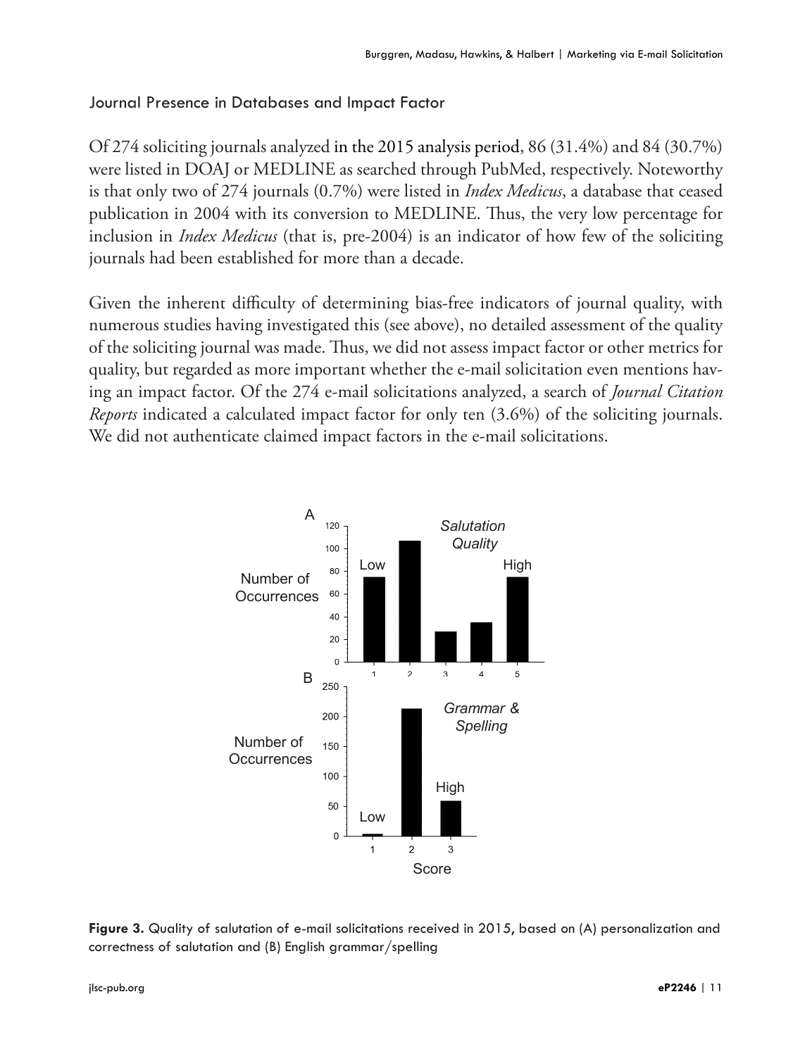### Journal Presence in Databases and Impact Factor

Of 274 soliciting journals analyzed in the 2015 analysis period, 86 (31.4%) and 84 (30.7%) were listed in DOAJ or MEDLINE as searched through PubMed, respectively. Noteworthy is that only two of 274 journals (0.7%) were listed in *Index Medicus*, a database that ceased publication in 2004 with its conversion to MEDLINE. Thus, the very low percentage for inclusion in *Index Medicus* (that is, pre-2004) is an indicator of how few of the soliciting journals had been established for more than a decade.

Given the inherent difficulty of determining bias-free indicators of journal quality, with numerous studies having investigated this (see above), no detailed assessment of the quality of the soliciting journal was made. Thus, we did not assess impact factor or other metrics for quality, but regarded as more important whether the e-mail solicitation even mentions having an impact factor. Of the 274 e-mail solicitations analyzed, a search of *Journal Citation Reports* indicated a calculated impact factor for only ten (3.6%) of the soliciting journals. We did not authenticate claimed impact factors in the e-mail solicitations.

**Figure 3.** Quality of salutation of e-mail solicitations received in 2015, based on (A) personalization and correctness of salutation and (B) English grammar/spelling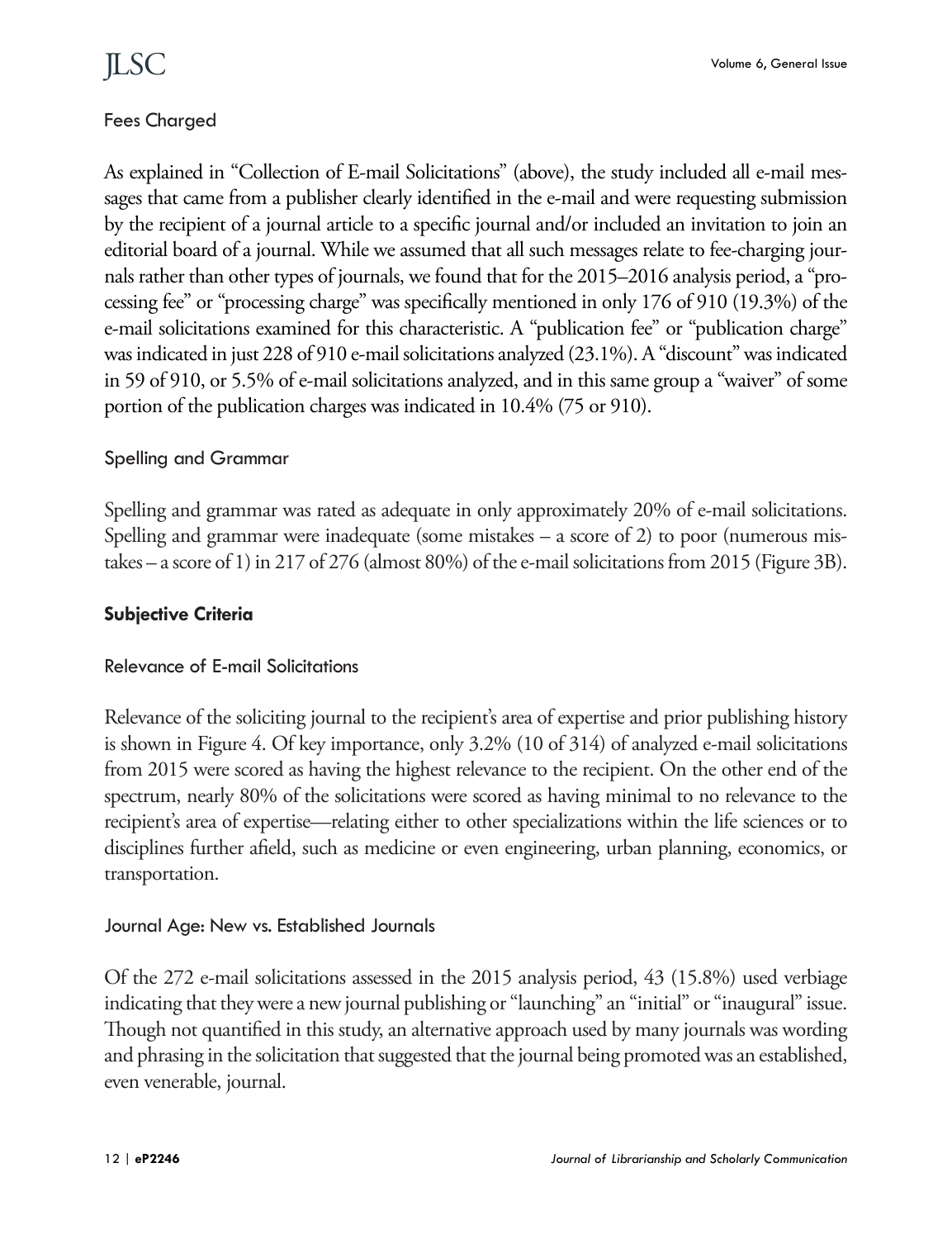### Fees Charged

As explained in "Collection of E-mail Solicitations" (above), the study included all e-mail messages that came from a publisher clearly identified in the e-mail and were requesting submission by the recipient of a journal article to a specific journal and/or included an invitation to join an editorial board of a journal. While we assumed that all such messages relate to fee-charging journals rather than other types of journals, we found that for the 2015–2016 analysis period, a "processing fee" or "processing charge" was specifically mentioned in only 176 of 910 (19.3%) of the e-mail solicitations examined for this characteristic. A "publication fee" or "publication charge" was indicated in just 228 of 910 e-mail solicitations analyzed (23.1%). A "discount" was indicated in 59 of 910, or 5.5% of e-mail solicitations analyzed, and in this same group a "waiver" of some portion of the publication charges was indicated in 10.4% (75 or 910).

### Spelling and Grammar

Spelling and grammar was rated as adequate in only approximately 20% of e-mail solicitations. Spelling and grammar were inadequate (some mistakes – a score of 2) to poor (numerous mistakes – a score of 1) in 217 of 276 (almost 80%) of the e-mail solicitations from 2015 (Figure 3B).

## Subjective Criteria

### Relevance of E-mail Solicitations

Relevance of the soliciting journal to the recipient's area of expertise and prior publishing history is shown in Figure 4. Of key importance, only 3.2% (10 of 314) of analyzed e-mail solicitations from 2015 were scored as having the highest relevance to the recipient. On the other end of the spectrum, nearly 80% of the solicitations were scored as having minimal to no relevance to the recipient's area of expertise—relating either to other specializations within the life sciences or to disciplines further afield, such as medicine or even engineering, urban planning, economics, or transportation.

### Journal Age: New vs. Established Journals

Of the 272 e-mail solicitations assessed in the 2015 analysis period, 43 (15.8%) used verbiage indicating that they were a new journal publishing or "launching" an "initial" or "inaugural" issue. Though not quantified in this study, an alternative approach used by many journals was wording and phrasing in the solicitation that suggested that the journal being promoted was an established, even venerable, journal.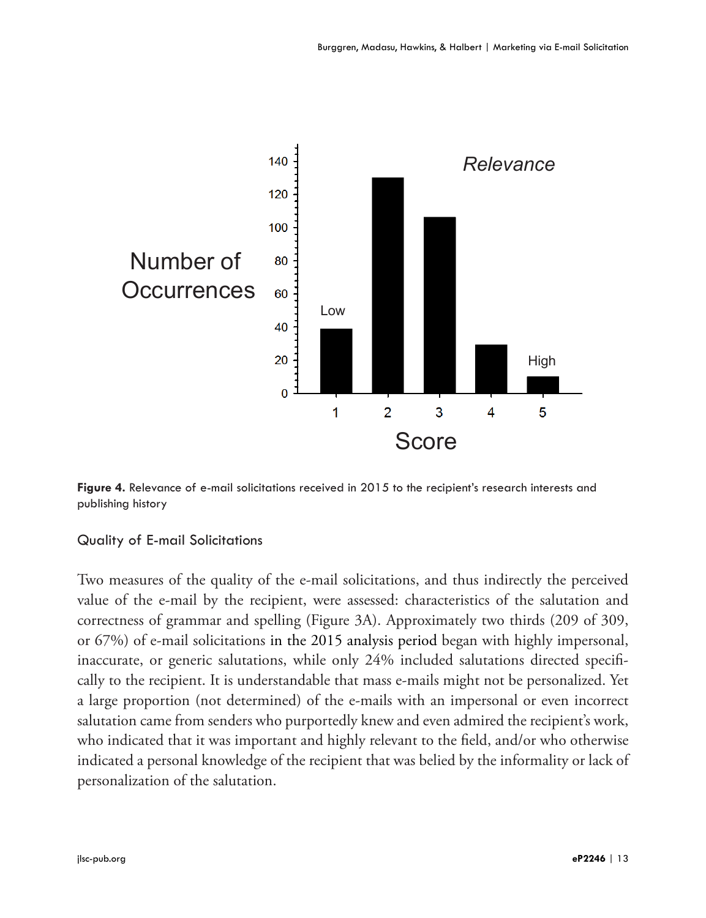**Figure 4.** Relevance of e-mail solicitations received in 2015 to the recipient's research interests and publishing history

### Quality of E-mail Solicitations

Two measures of the quality of the e-mail solicitations, and thus indirectly the perceived value of the e-mail by the recipient, were assessed: characteristics of the salutation and correctness of grammar and spelling (Figure 3A). Approximately two thirds (209 of 309, or 67%) of e-mail solicitations in the 2015 analysis period began with highly impersonal, inaccurate, or generic salutations, while only 24% included salutations directed specifically to the recipient. It is understandable that mass e-mails might not be personalized. Yet a large proportion (not determined) of the e-mails with an impersonal or even incorrect salutation came from senders who purportedly knew and even admired the recipient's work, who indicated that it was important and highly relevant to the field, and/or who otherwise indicated a personal knowledge of the recipient that was belied by the informality or lack of personalization of the salutation.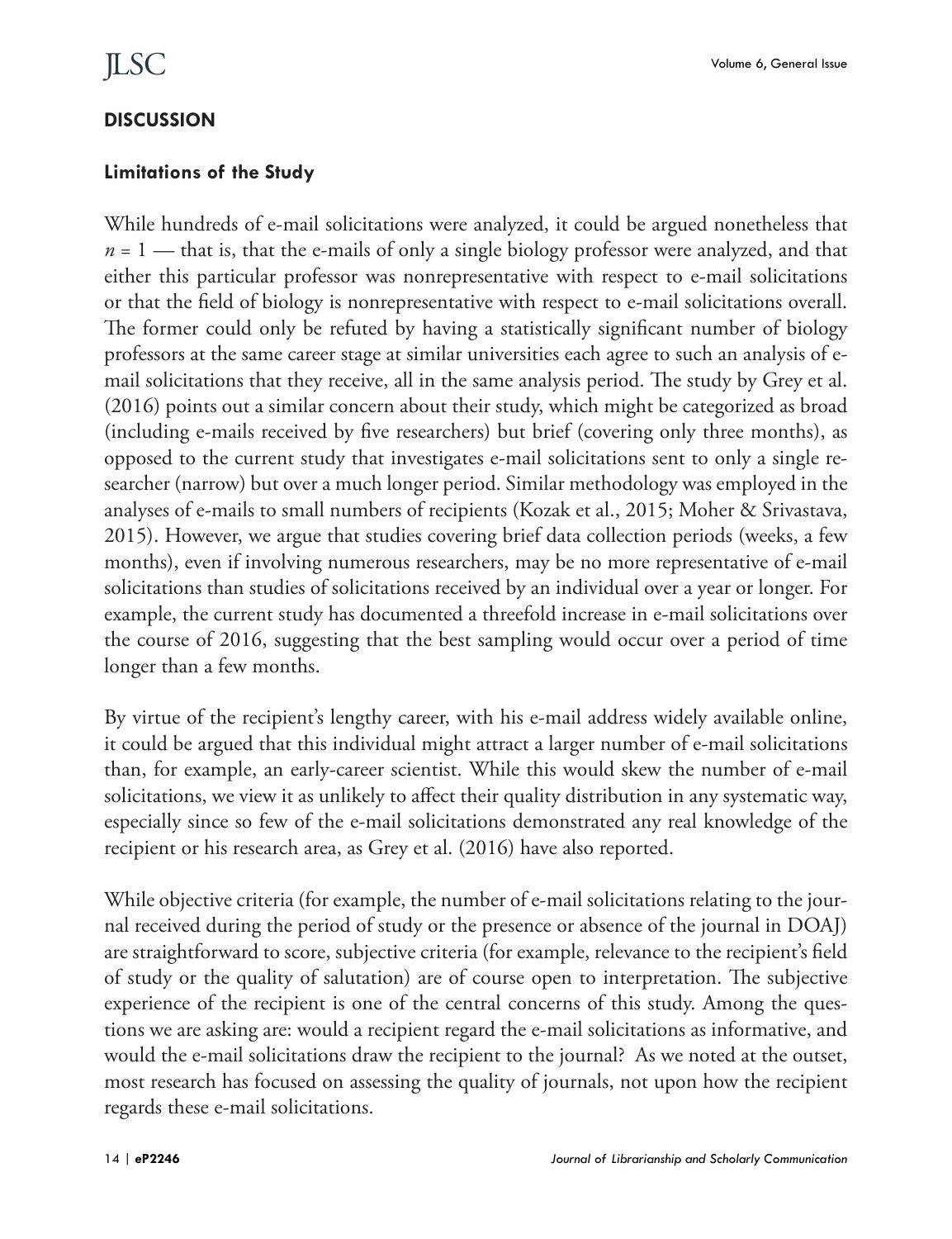## DISCUSSION

### Limitations of the Study

While hundreds of e-mail solicitations were analyzed, it could be argued nonetheless that $n = 1$ — that is, that the e-mails of only a single biology professor were analyzed, and that either this particular professor was nonrepresentative with respect to e-mail solicitations or that the field of biology is nonrepresentative with respect to e-mail solicitations overall. The former could only be refuted by having a statistically significant number of biology professors at the same career stage at similar universities each agree to such an analysis of e-mail solicitations that they receive, all in the same analysis period. The study by Grey et al. (2016) points out a similar concern about their study, which might be categorized as broad (including e-mails received by five researchers) but brief (covering only three months), as opposed to the current study that investigates e-mail solicitations sent to only a single researcher (narrow) but over a much longer period. Similar methodology was employed in the analyses of e-mails to small numbers of recipients (Kozak et al., 2015; Moher & Srivastava, 2015). However, we argue that studies covering brief data collection periods (weeks, a few months), even if involving numerous researchers, may be no more representative of e-mail solicitations than studies of solicitations received by an individual over a year or longer. For example, the current study has documented a threefold increase in e-mail solicitations over the course of 2016, suggesting that the best sampling would occur over a period of time longer than a few months.

By virtue of the recipient's lengthy career, with his e-mail address widely available online, it could be argued that this individual might attract a larger number of e-mail solicitations than, for example, an early-career scientist. While this would skew the number of e-mail solicitations, we view it as unlikely to affect their quality distribution in any systematic way, especially since so few of the e-mail solicitations demonstrated any real knowledge of the recipient or his research area, as Grey et al. (2016) have also reported.

While objective criteria (for example, the number of e-mail solicitations relating to the journal received during the period of study or the presence or absence of the journal in DOAJ) are straightforward to score, subjective criteria (for example, relevance to the recipient's field of study or the quality of salutation) are of course open to interpretation. The subjective experience of the recipient is one of the central concerns of this study. Among the questions we are asking are: would a recipient regard the e-mail solicitations as informative, and would the e-mail solicitations draw the recipient to the journal? As we noted at the outset, most research has focused on assessing the quality of journals, not upon how the recipient regards these e-mail solicitations.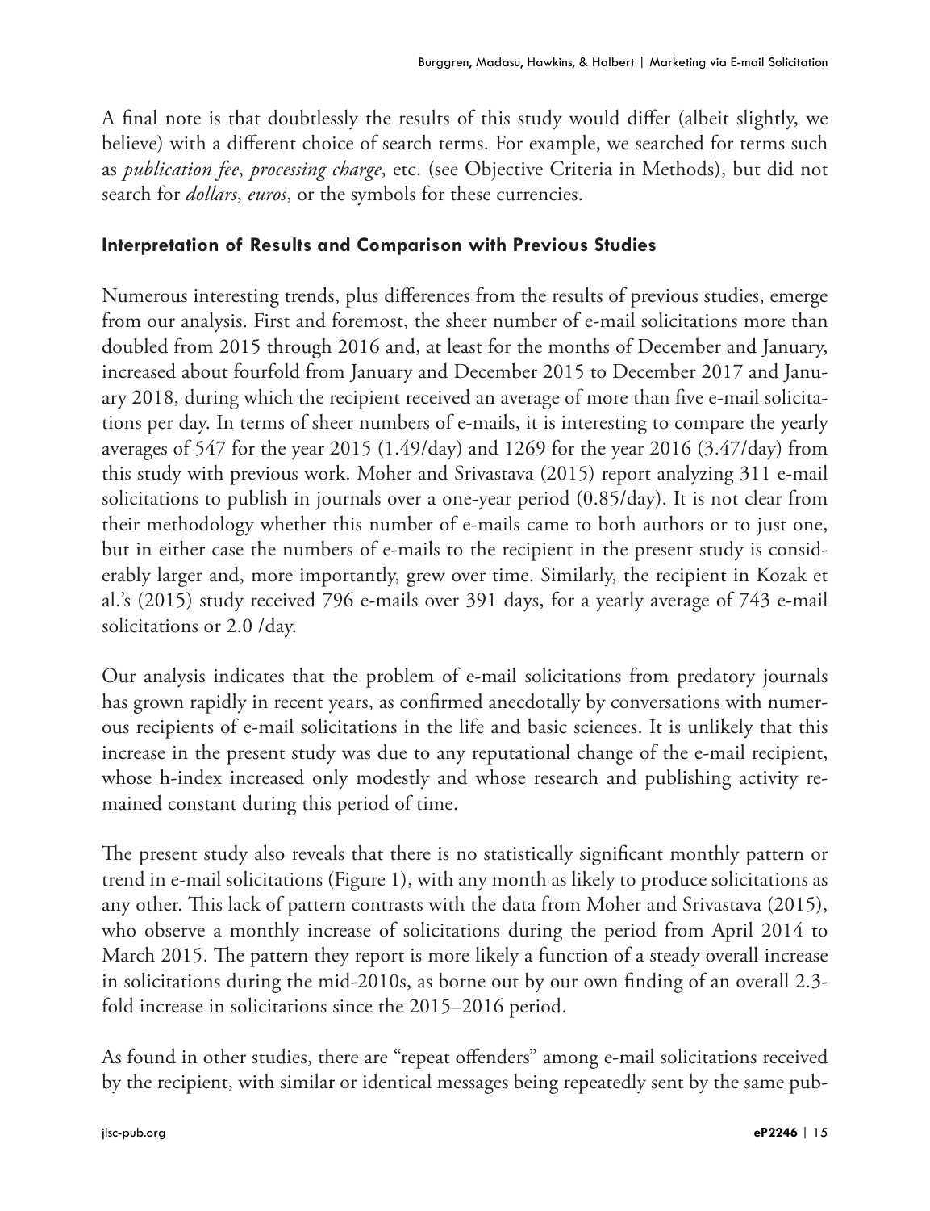A final note is that doubtlessly the results of this study would differ (albeit slightly, we believe) with a different choice of search terms. For example, we searched for terms such as *publication fee*, *processing charge*, etc. (see Objective Criteria in Methods), but did not search for *dollars*, *euros*, or the symbols for these currencies.

### Interpretation of Results and Comparison with Previous Studies

Numerous interesting trends, plus differences from the results of previous studies, emerge from our analysis. First and foremost, the sheer number of e-mail solicitations more than doubled from 2015 through 2016 and, at least for the months of December and January, increased about fourfold from January and December 2015 to December 2017 and January 2018, during which the recipient received an average of more than five e-mail solicitations per day. In terms of sheer numbers of e-mails, it is interesting to compare the yearly averages of 547 for the year 2015 (1.49/day) and 1269 for the year 2016 (3.47/day) from this study with previous work. Moher and Srivastava (2015) report analyzing 311 e-mail solicitations to publish in journals over a one-year period (0.85/day). It is not clear from their methodology whether this number of e-mails came to both authors or to just one, but in either case the numbers of e-mails to the recipient in the present study is considerably larger and, more importantly, grew over time. Similarly, the recipient in Kozak et al.'s (2015) study received 796 e-mails over 391 days, for a yearly average of 743 e-mail solicitations or 2.0 /day.

Our analysis indicates that the problem of e-mail solicitations from predatory journals has grown rapidly in recent years, as confirmed anecdotally by conversations with numerous recipients of e-mail solicitations in the life and basic sciences. It is unlikely that this increase in the present study was due to any reputational change of the e-mail recipient, whose h-index increased only modestly and whose research and publishing activity remained constant during this period of time.

The present study also reveals that there is no statistically significant monthly pattern or trend in e-mail solicitations (Figure 1), with any month as likely to produce solicitations as any other. This lack of pattern contrasts with the data from Moher and Srivastava (2015), who observe a monthly increase of solicitations during the period from April 2014 to March 2015. The pattern they report is more likely a function of a steady overall increase in solicitations during the mid-2010s, as borne out by our own finding of an overall 2.3-fold increase in solicitations since the 2015–2016 period.

As found in other studies, there are "repeat offenders" among e-mail solicitations received by the recipient, with similar or identical messages being repeatedly sent by the same pub-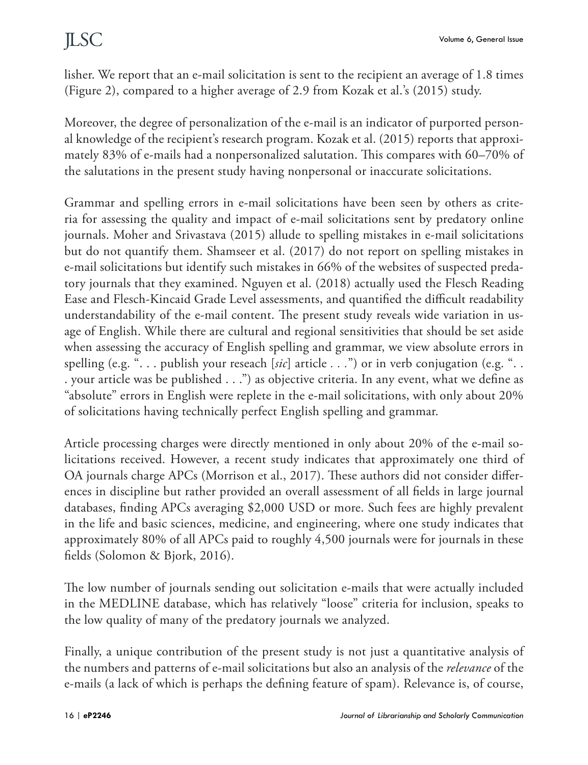lisher. We report that an e-mail solicitation is sent to the recipient an average of 1.8 times (Figure 2), compared to a higher average of 2.9 from Kozak et al.'s (2015) study.

Moreover, the degree of personalization of the e-mail is an indicator of purported personal knowledge of the recipient's research program. Kozak et al. (2015) reports that approximately 83% of e-mails had a nonpersonalized salutation. This compares with 60–70% of the salutations in the present study having nonpersonal or inaccurate solicitations.

Grammar and spelling errors in e-mail solicitations have been seen by others as criteria for assessing the quality and impact of e-mail solicitations sent by predatory online journals. Moher and Srivastava (2015) allude to spelling mistakes in e-mail solicitations but do not quantify them. Shamseer et al. (2017) do not report on spelling mistakes in e-mail solicitations but identify such mistakes in 66% of the websites of suspected predatory journals that they examined. Nguyen et al. (2018) actually used the Flesch Reading Ease and Flesch-Kincaid Grade Level assessments, and quantified the difficult readability understandability of the e-mail content. The present study reveals wide variation in usage of English. While there are cultural and regional sensitivities that should be set aside when assessing the accuracy of English spelling and grammar, we view absolute errors in spelling (e.g. ". . . publish your reseach [*sic*] article . . .") or in verb conjugation (e.g. ". . . your article was be published . . .") as objective criteria. In any event, what we define as "absolute" errors in English were replete in the e-mail solicitations, with only about 20% of solicitations having technically perfect English spelling and grammar.

Article processing charges were directly mentioned in only about 20% of the e-mail solicitations received. However, a recent study indicates that approximately one third of OA journals charge APCs (Morrison et al., 2017). These authors did not consider differences in discipline but rather provided an overall assessment of all fields in large journal databases, finding APCs averaging $2,000 USD or more. Such fees are highly prevalent in the life and basic sciences, medicine, and engineering, where one study indicates that approximately 80% of all APCs paid to roughly 4,500 journals were for journals in these fields (Solomon & Bjork, 2016).

The low number of journals sending out solicitation e-mails that were actually included in the MEDLINE database, which has relatively "loose" criteria for inclusion, speaks to the low quality of many of the predatory journals we analyzed.

Finally, a unique contribution of the present study is not just a quantitative analysis of the numbers and patterns of e-mail solicitations but also an analysis of the *relevance* of the e-mails (a lack of which is perhaps the defining feature of spam). Relevance is, of course,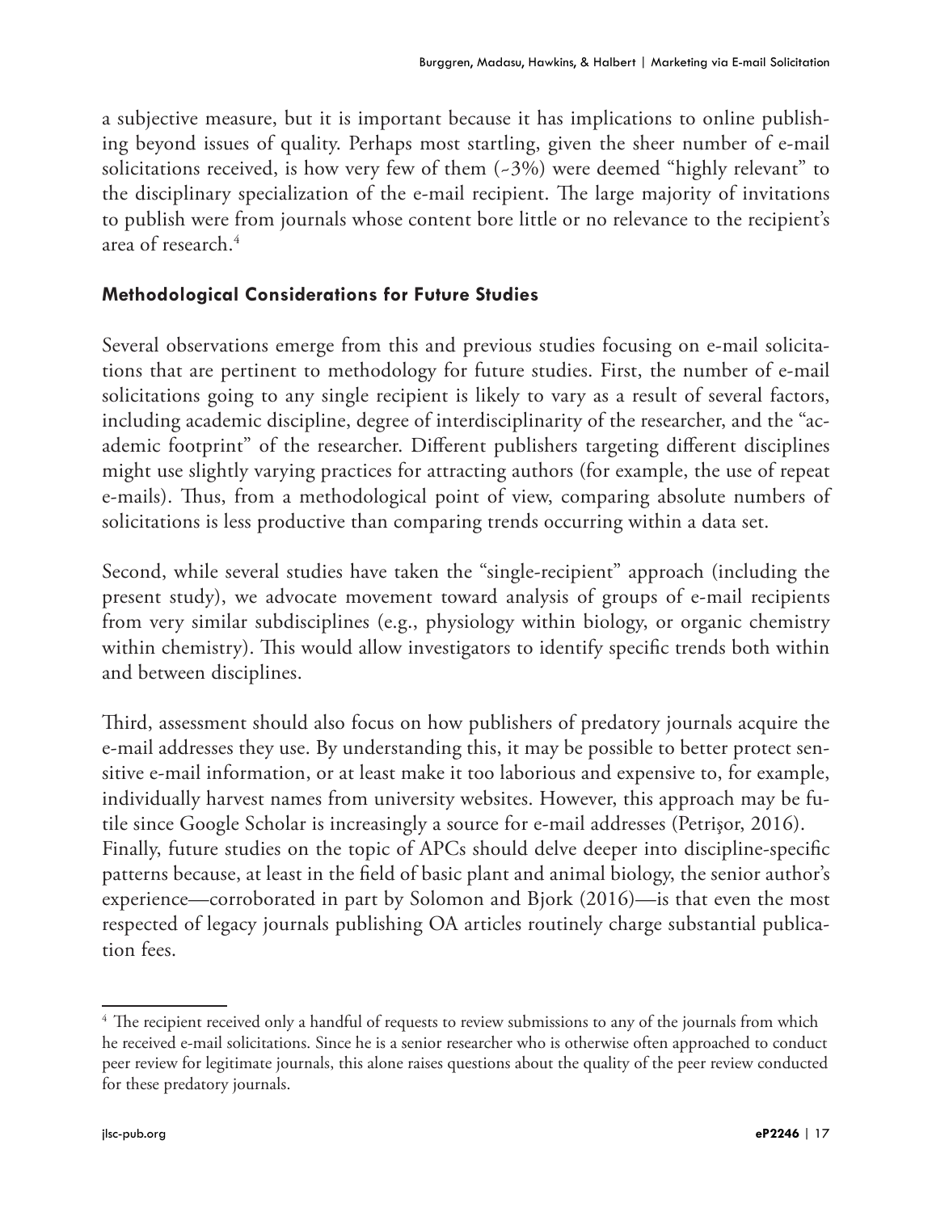a subjective measure, but it is important because it has implications to online publishing beyond issues of quality. Perhaps most startling, given the sheer number of e-mail solicitations received, is how very few of them (~3%) were deemed "highly relevant" to the disciplinary specialization of the e-mail recipient. The large majority of invitations to publish were from journals whose content bore little or no relevance to the recipient's area of research.[4]

### Methodological Considerations for Future Studies

Several observations emerge from this and previous studies focusing on e-mail solicitations that are pertinent to methodology for future studies. First, the number of e-mail solicitations going to any single recipient is likely to vary as a result of several factors, including academic discipline, degree of interdisciplinarity of the researcher, and the "academic footprint" of the researcher. Different publishers targeting different disciplines might use slightly varying practices for attracting authors (for example, the use of repeat e-mails). Thus, from a methodological point of view, comparing absolute numbers of solicitations is less productive than comparing trends occurring within a data set.

Second, while several studies have taken the "single-recipient" approach (including the present study), we advocate movement toward analysis of groups of e-mail recipients from very similar subdisciplines (e.g., physiology within biology, or organic chemistry within chemistry). This would allow investigators to identify specific trends both within and between disciplines.

Third, assessment should also focus on how publishers of predatory journals acquire the e-mail addresses they use. By understanding this, it may be possible to better protect sensitive e-mail information, or at least make it too laborious and expensive to, for example, individually harvest names from university websites. However, this approach may be futile since Google Scholar is increasingly a source for e-mail addresses (Petrişor, 2016). Finally, future studies on the topic of APCs should delve deeper into discipline-specific patterns because, at least in the field of basic plant and animal biology, the senior author's experience—corroborated in part by Solomon and Bjork (2016)—is that even the most respected of legacy journals publishing OA articles routinely charge substantial publication fees.

---

[4] The recipient received only a handful of requests to review submissions to any of the journals from which he received e-mail solicitations. Since he is a senior researcher who is otherwise often approached to conduct peer review for legitimate journals, this alone raises questions about the quality of the peer review conducted for these predatory journals.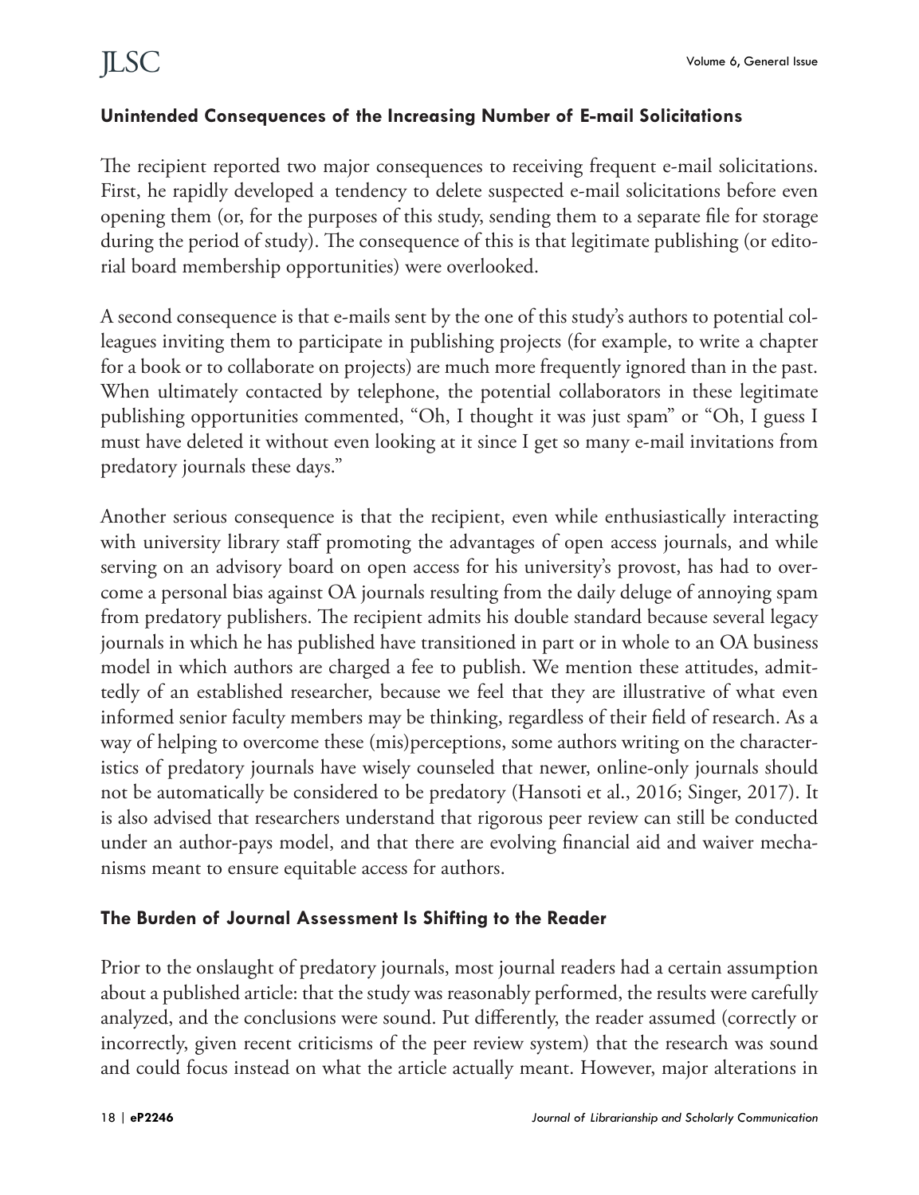### Unintended Consequences of the Increasing Number of E-mail Solicitations

The recipient reported two major consequences to receiving frequent e-mail solicitations. First, he rapidly developed a tendency to delete suspected e-mail solicitations before even opening them (or, for the purposes of this study, sending them to a separate file for storage during the period of study). The consequence of this is that legitimate publishing (or editorial board membership opportunities) were overlooked.

A second consequence is that e-mails sent by the one of this study's authors to potential colleagues inviting them to participate in publishing projects (for example, to write a chapter for a book or to collaborate on projects) are much more frequently ignored than in the past. When ultimately contacted by telephone, the potential collaborators in these legitimate publishing opportunities commented, "Oh, I thought it was just spam" or "Oh, I guess I must have deleted it without even looking at it since I get so many e-mail invitations from predatory journals these days."

Another serious consequence is that the recipient, even while enthusiastically interacting with university library staff promoting the advantages of open access journals, and while serving on an advisory board on open access for his university's provost, has had to overcome a personal bias against OA journals resulting from the daily deluge of annoying spam from predatory publishers. The recipient admits his double standard because several legacy journals in which he has published have transitioned in part or in whole to an OA business model in which authors are charged a fee to publish. We mention these attitudes, admittedly of an established researcher, because we feel that they are illustrative of what even informed senior faculty members may be thinking, regardless of their field of research. As a way of helping to overcome these (mis)perceptions, some authors writing on the characteristics of predatory journals have wisely counseled that newer, online-only journals should not be automatically be considered to be predatory (Hansoti et al., 2016; Singer, 2017). It is also advised that researchers understand that rigorous peer review can still be conducted under an author-pays model, and that there are evolving financial aid and waiver mechanisms meant to ensure equitable access for authors.

### The Burden of Journal Assessment Is Shifting to the Reader

Prior to the onslaught of predatory journals, most journal readers had a certain assumption about a published article: that the study was reasonably performed, the results were carefully analyzed, and the conclusions were sound. Put differently, the reader assumed (correctly or incorrectly, given recent criticisms of the peer review system) that the research was sound and could focus instead on what the article actually meant. However, major alterations in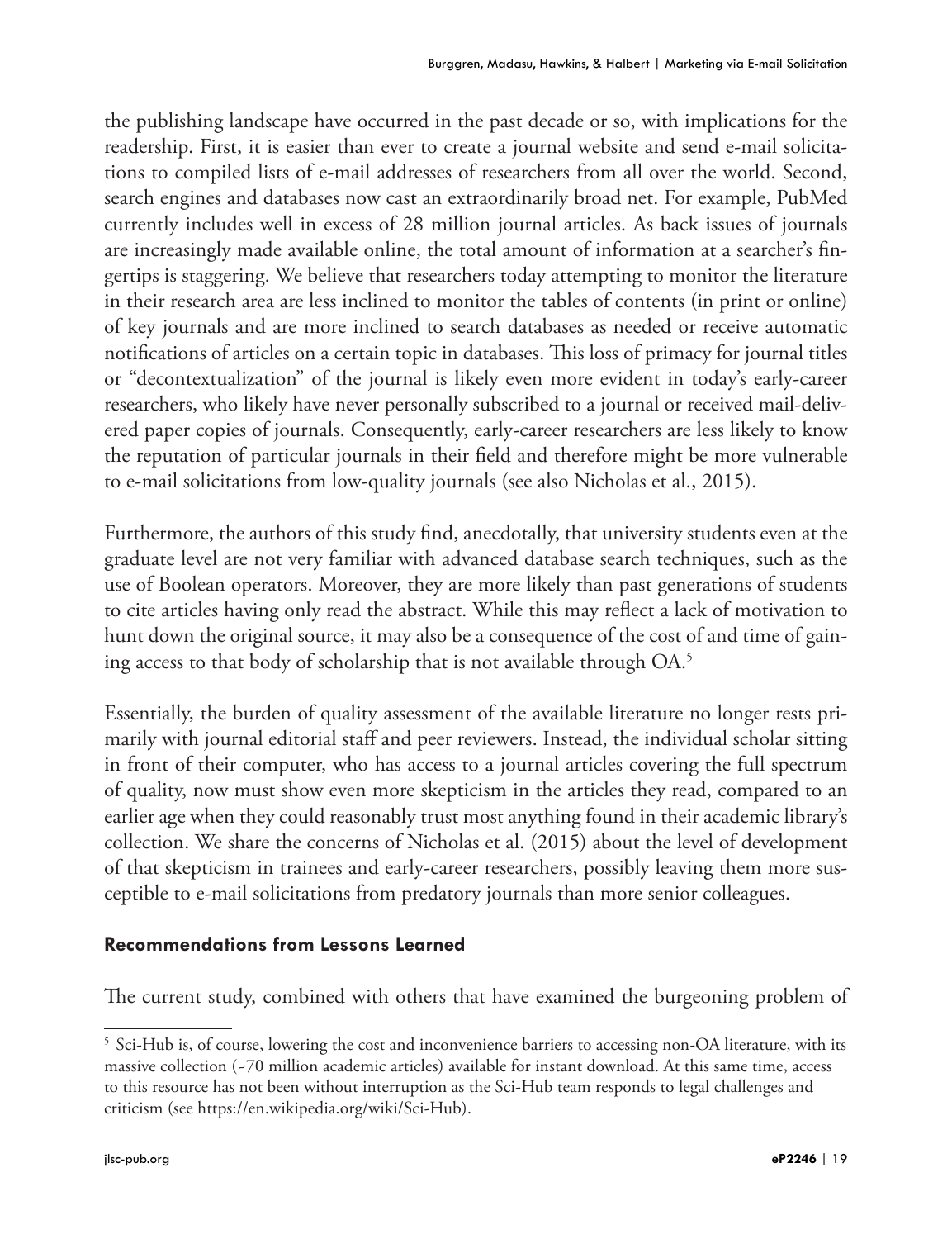the publishing landscape have occurred in the past decade or so, with implications for the readership. First, it is easier than ever to create a journal website and send e-mail solicitations to compiled lists of e-mail addresses of researchers from all over the world. Second, search engines and databases now cast an extraordinarily broad net. For example, PubMed currently includes well in excess of 28 million journal articles. As back issues of journals are increasingly made available online, the total amount of information at a searcher's fingertips is staggering. We believe that researchers today attempting to monitor the literature in their research area are less inclined to monitor the tables of contents (in print or online) of key journals and are more inclined to search databases as needed or receive automatic notifications of articles on a certain topic in databases. This loss of primacy for journal titles or "decontextualization" of the journal is likely even more evident in today's early-career researchers, who likely have never personally subscribed to a journal or received mail-delivered paper copies of journals. Consequently, early-career researchers are less likely to know the reputation of particular journals in their field and therefore might be more vulnerable to e-mail solicitations from low-quality journals (see also Nicholas et al., 2015).

Furthermore, the authors of this study find, anecdotally, that university students even at the graduate level are not very familiar with advanced database search techniques, such as the use of Boolean operators. Moreover, they are more likely than past generations of students to cite articles having only read the abstract. While this may reflect a lack of motivation to hunt down the original source, it may also be a consequence of the cost of and time of gaining access to that body of scholarship that is not available through OA.[5]

Essentially, the burden of quality assessment of the available literature no longer rests primarily with journal editorial staff and peer reviewers. Instead, the individual scholar sitting in front of their computer, who has access to a journal articles covering the full spectrum of quality, now must show even more skepticism in the articles they read, compared to an earlier age when they could reasonably trust most anything found in their academic library's collection. We share the concerns of Nicholas et al. (2015) about the level of development of that skepticism in trainees and early-career researchers, possibly leaving them more susceptible to e-mail solicitations from predatory journals than more senior colleagues.

## Recommendations from Lessons Learned

The current study, combined with others that have examined the burgeoning problem of

[5] Sci-Hub is, of course, lowering the cost and inconvenience barriers to accessing non-OA literature, with its massive collection (~70 million academic articles) available for instant download. At this same time, access to this resource has not been without interruption as the Sci-Hub team responds to legal challenges and criticism (see https://en.wikipedia.org/wiki/Sci-Hub).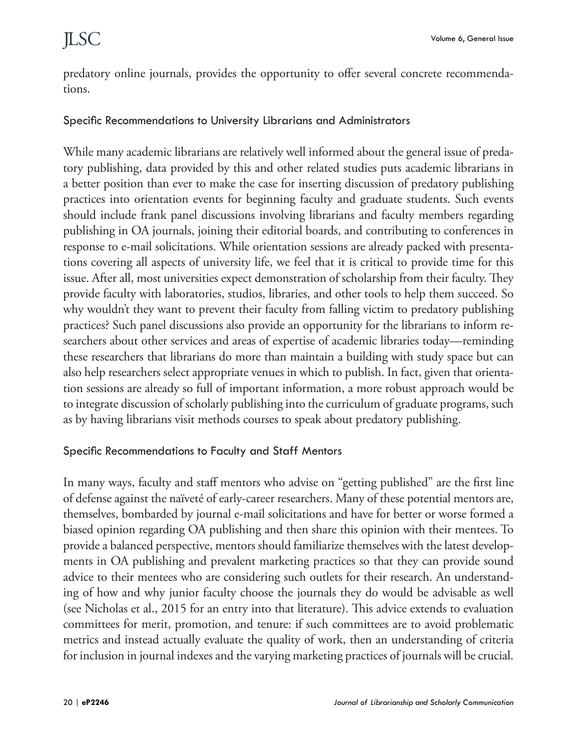predatory online journals, provides the opportunity to offer several concrete recommendations.

### Specific Recommendations to University Librarians and Administrators

While many academic librarians are relatively well informed about the general issue of predatory publishing, data provided by this and other related studies puts academic librarians in a better position than ever to make the case for inserting discussion of predatory publishing practices into orientation events for beginning faculty and graduate students. Such events should include frank panel discussions involving librarians and faculty members regarding publishing in OA journals, joining their editorial boards, and contributing to conferences in response to e-mail solicitations. While orientation sessions are already packed with presentations covering all aspects of university life, we feel that it is critical to provide time for this issue. After all, most universities expect demonstration of scholarship from their faculty. They provide faculty with laboratories, studios, libraries, and other tools to help them succeed. So why wouldn't they want to prevent their faculty from falling victim to predatory publishing practices? Such panel discussions also provide an opportunity for the librarians to inform researchers about other services and areas of expertise of academic libraries today—reminding these researchers that librarians do more than maintain a building with study space but can also help researchers select appropriate venues in which to publish. In fact, given that orientation sessions are already so full of important information, a more robust approach would be to integrate discussion of scholarly publishing into the curriculum of graduate programs, such as by having librarians visit methods courses to speak about predatory publishing.

### Specific Recommendations to Faculty and Staff Mentors

In many ways, faculty and staff mentors who advise on "getting published" are the first line of defense against the naïveté of early-career researchers. Many of these potential mentors are, themselves, bombarded by journal e-mail solicitations and have for better or worse formed a biased opinion regarding OA publishing and then share this opinion with their mentees. To provide a balanced perspective, mentors should familiarize themselves with the latest developments in OA publishing and prevalent marketing practices so that they can provide sound advice to their mentees who are considering such outlets for their research. An understanding of how and why junior faculty choose the journals they do would be advisable as well (see Nicholas et al., 2015 for an entry into that literature). This advice extends to evaluation committees for merit, promotion, and tenure: if such committees are to avoid problematic metrics and instead actually evaluate the quality of work, then an understanding of criteria for inclusion in journal indexes and the varying marketing practices of journals will be crucial.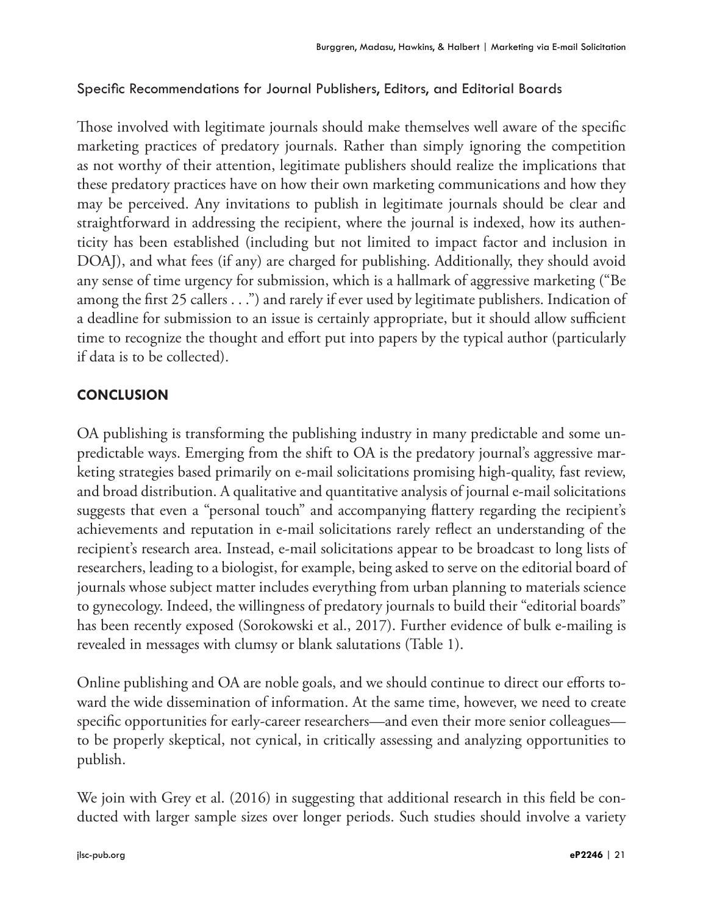### Specific Recommendations for Journal Publishers, Editors, and Editorial Boards

Those involved with legitimate journals should make themselves well aware of the specific marketing practices of predatory journals. Rather than simply ignoring the competition as not worthy of their attention, legitimate publishers should realize the implications that these predatory practices have on how their own marketing communications and how they may be perceived. Any invitations to publish in legitimate journals should be clear and straightforward in addressing the recipient, where the journal is indexed, how its authenticity has been established (including but not limited to impact factor and inclusion in DOAJ), and what fees (if any) are charged for publishing. Additionally, they should avoid any sense of time urgency for submission, which is a hallmark of aggressive marketing ("Be among the first 25 callers . . .") and rarely if ever used by legitimate publishers. Indication of a deadline for submission to an issue is certainly appropriate, but it should allow sufficient time to recognize the thought and effort put into papers by the typical author (particularly if data is to be collected).

## CONCLUSION

OA publishing is transforming the publishing industry in many predictable and some unpredictable ways. Emerging from the shift to OA is the predatory journal's aggressive marketing strategies based primarily on e-mail solicitations promising high-quality, fast review, and broad distribution. A qualitative and quantitative analysis of journal e-mail solicitations suggests that even a "personal touch" and accompanying flattery regarding the recipient's achievements and reputation in e-mail solicitations rarely reflect an understanding of the recipient's research area. Instead, e-mail solicitations appear to be broadcast to long lists of researchers, leading to a biologist, for example, being asked to serve on the editorial board of journals whose subject matter includes everything from urban planning to materials science to gynecology. Indeed, the willingness of predatory journals to build their "editorial boards" has been recently exposed (Sorokowski et al., 2017). Further evidence of bulk e-mailing is revealed in messages with clumsy or blank salutations (Table 1).

Online publishing and OA are noble goals, and we should continue to direct our efforts toward the wide dissemination of information. At the same time, however, we need to create specific opportunities for early-career researchers—and even their more senior colleagues—to be properly skeptical, not cynical, in critically assessing and analyzing opportunities to publish.

We join with Grey et al. (2016) in suggesting that additional research in this field be conducted with larger sample sizes over longer periods. Such studies should involve a variety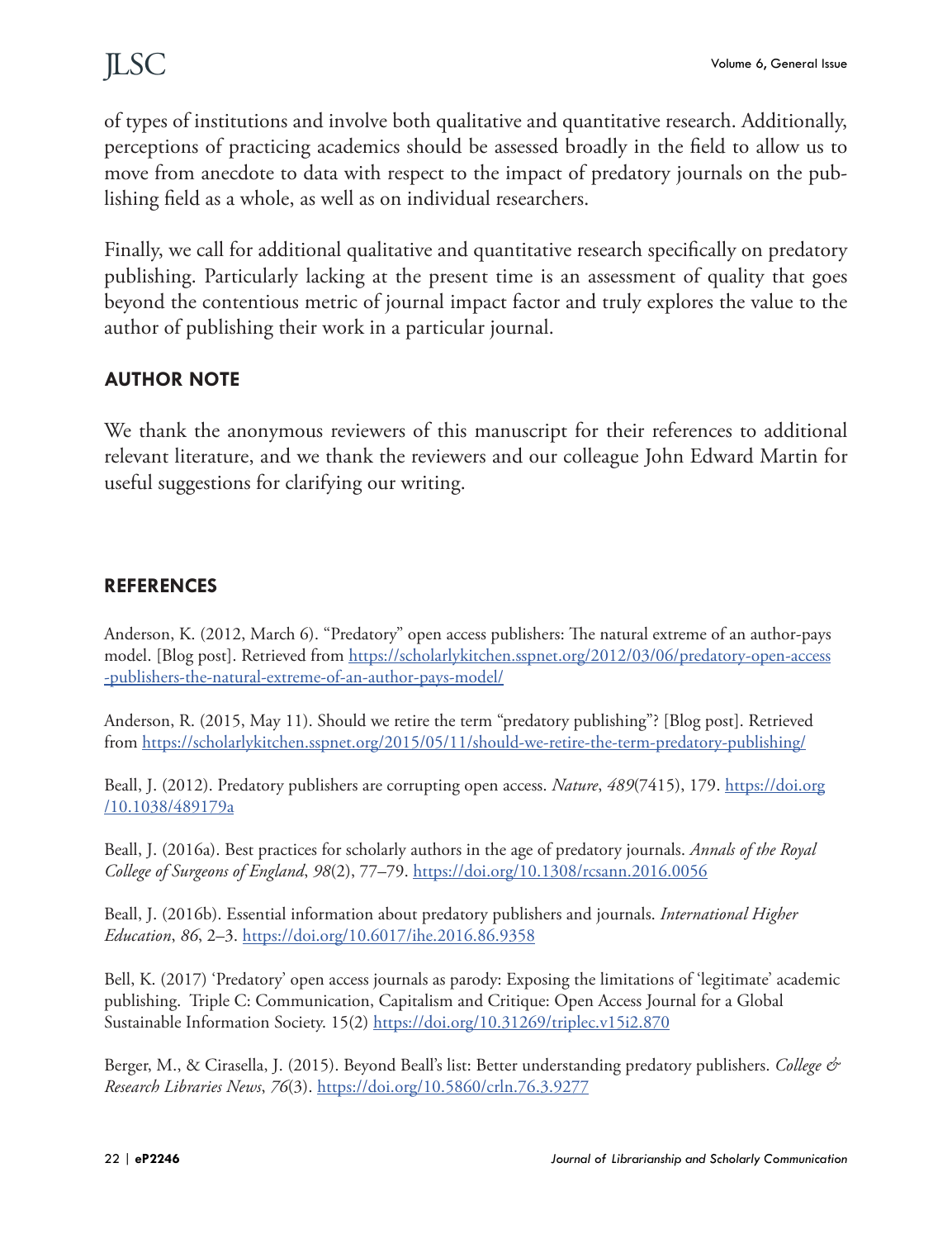of types of institutions and involve both qualitative and quantitative research. Additionally, perceptions of practicing academics should be assessed broadly in the field to allow us to move from anecdote to data with respect to the impact of predatory journals on the publishing field as a whole, as well as on individual researchers.

Finally, we call for additional qualitative and quantitative research specifically on predatory publishing. Particularly lacking at the present time is an assessment of quality that goes beyond the contentious metric of journal impact factor and truly explores the value to the author of publishing their work in a particular journal.

## AUTHOR NOTE

We thank the anonymous reviewers of this manuscript for their references to additional relevant literature, and we thank the reviewers and our colleague John Edward Martin for useful suggestions for clarifying our writing.

## REFERENCES

Anderson, K. (2012, March 6). "Predatory" open access publishers: The natural extreme of an author-pays model. [Blog post]. Retrieved from https://scholarlykitchen.sspnet.org/2012/03/06/predatory-open-access-publishers-the-natural-extreme-of-an-author-pays-model/

Anderson, R. (2015, May 11). Should we retire the term "predatory publishing"? [Blog post]. Retrieved from https://scholarlykitchen.sspnet.org/2015/05/11/should-we-retire-the-term-predatory-publishing/

Beall, J. (2012). Predatory publishers are corrupting open access. *Nature*, *489*(7415), 179. https://doi.org/10.1038/489179a

Beall, J. (2016a). Best practices for scholarly authors in the age of predatory journals. *Annals of the Royal College of Surgeons of England*, *98*(2), 77–79. https://doi.org/10.1308/rcsann.2016.0056

Beall, J. (2016b). Essential information about predatory publishers and journals. *International Higher Education*, *86*, 2–3. https://doi.org/10.6017/ihe.2016.86.9358

Bell, K. (2017) 'Predatory' open access journals as parody: Exposing the limitations of 'legitimate' academic publishing. Triple C: Communication, Capitalism and Critique: Open Access Journal for a Global Sustainable Information Society. 15(2) https://doi.org/10.31269/triplec.v15i2.870

Berger, M., & Cirasella, J. (2015). Beyond Beall's list: Better understanding predatory publishers. *College & Research Libraries News*, *76*(3). https://doi.org/10.5860/crln.76.3.9277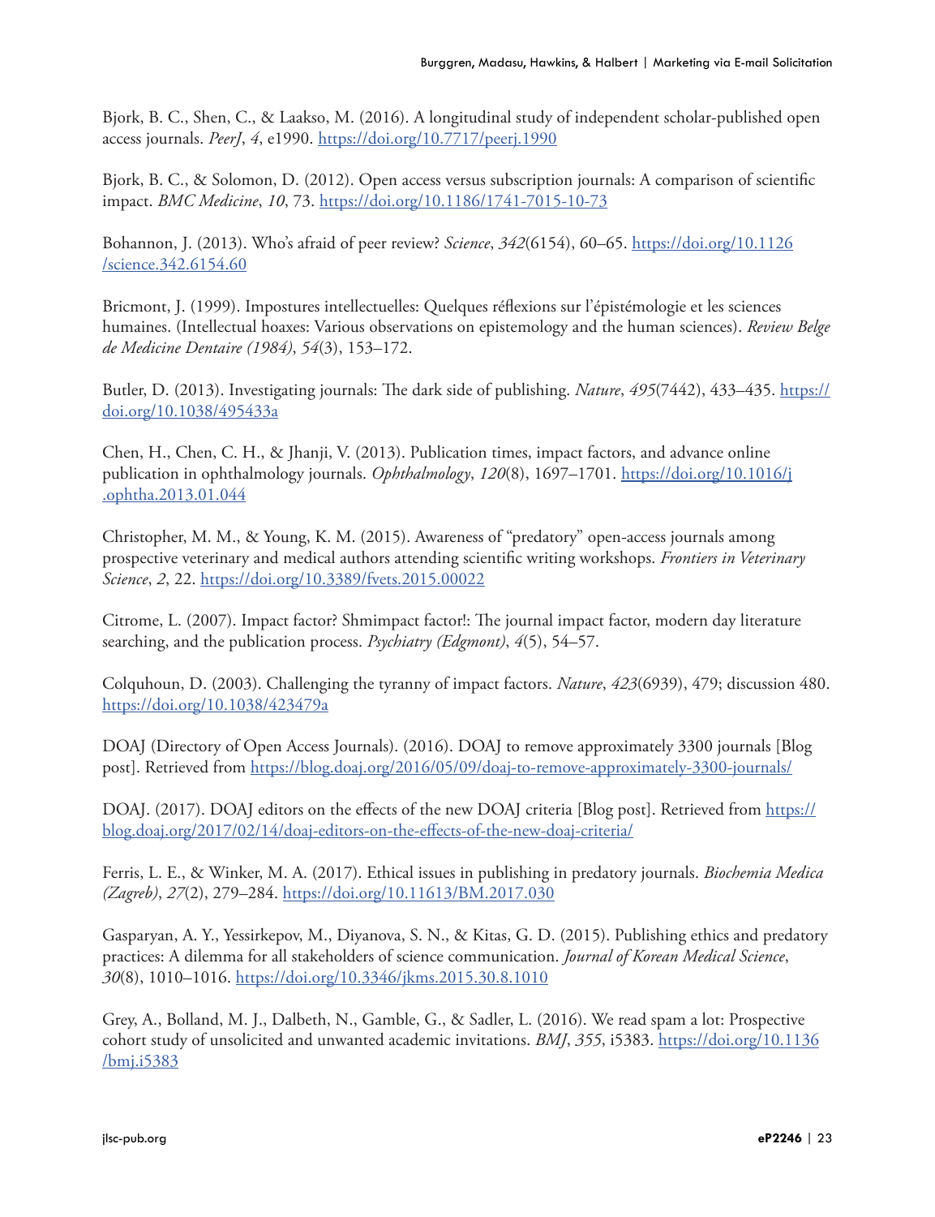Bjork, B. C., Shen, C., & Laakso, M. (2016). A longitudinal study of independent scholar-published open access journals. *PeerJ*, *4*, e1990. https://doi.org/10.7717/peerj.1990

Bjork, B. C., & Solomon, D. (2012). Open access versus subscription journals: A comparison of scientific impact. *BMC Medicine*, *10*, 73. https://doi.org/10.1186/1741-7015-10-73

Bohannon, J. (2013). Who's afraid of peer review? *Science*, *342*(6154), 60–65. https://doi.org/10.1126/science.342.6154.60

Bricmont, J. (1999). Impostures intellectuelles: Quelques réflexions sur l'épistémologie et les sciences humaines. (Intellectual hoaxes: Various observations on epistemology and the human sciences). *Review Belge de Medicine Dentaire (1984)*, *54*(3), 153–172.

Butler, D. (2013). Investigating journals: The dark side of publishing. *Nature*, *495*(7442), 433–435. https://doi.org/10.1038/495433a

Chen, H., Chen, C. H., & Jhanji, V. (2013). Publication times, impact factors, and advance online publication in ophthalmology journals. *Ophthalmology*, *120*(8), 1697–1701. https://doi.org/10.1016/j.ophtha.2013.01.044

Christopher, M. M., & Young, K. M. (2015). Awareness of "predatory" open-access journals among prospective veterinary and medical authors attending scientific writing workshops. *Frontiers in Veterinary Science*, *2*, 22. https://doi.org/10.3389/fvets.2015.00022

Citrome, L. (2007). Impact factor? Shmimpact factor!: The journal impact factor, modern day literature searching, and the publication process. *Psychiatry (Edgmont)*, *4*(5), 54–57.

Colquhoun, D. (2003). Challenging the tyranny of impact factors. *Nature*, *423*(6939), 479; discussion 480. https://doi.org/10.1038/423479a

DOAJ (Directory of Open Access Journals). (2016). DOAJ to remove approximately 3300 journals [Blog post]. Retrieved from https://blog.doaj.org/2016/05/09/doaj-to-remove-approximately-3300-journals/

DOAJ. (2017). DOAJ editors on the effects of the new DOAJ criteria [Blog post]. Retrieved from https://blog.doaj.org/2017/02/14/doaj-editors-on-the-effects-of-the-new-doaj-criteria/

Ferris, L. E., & Winker, M. A. (2017). Ethical issues in publishing in predatory journals. *Biochemia Medica (Zagreb)*, *27*(2), 279–284. https://doi.org/10.11613/BM.2017.030

Gasparyan, A. Y., Yessirkepov, M., Diyanova, S. N., & Kitas, G. D. (2015). Publishing ethics and predatory practices: A dilemma for all stakeholders of science communication. *Journal of Korean Medical Science*, *30*(8), 1010–1016. https://doi.org/10.3346/jkms.2015.30.8.1010

Grey, A., Bolland, M. J., Dalbeth, N., Gamble, G., & Sadler, L. (2016). We read spam a lot: Prospective cohort study of unsolicited and unwanted academic invitations. *BMJ*, *355*, i5383. https://doi.org/10.1136/bmj.i5383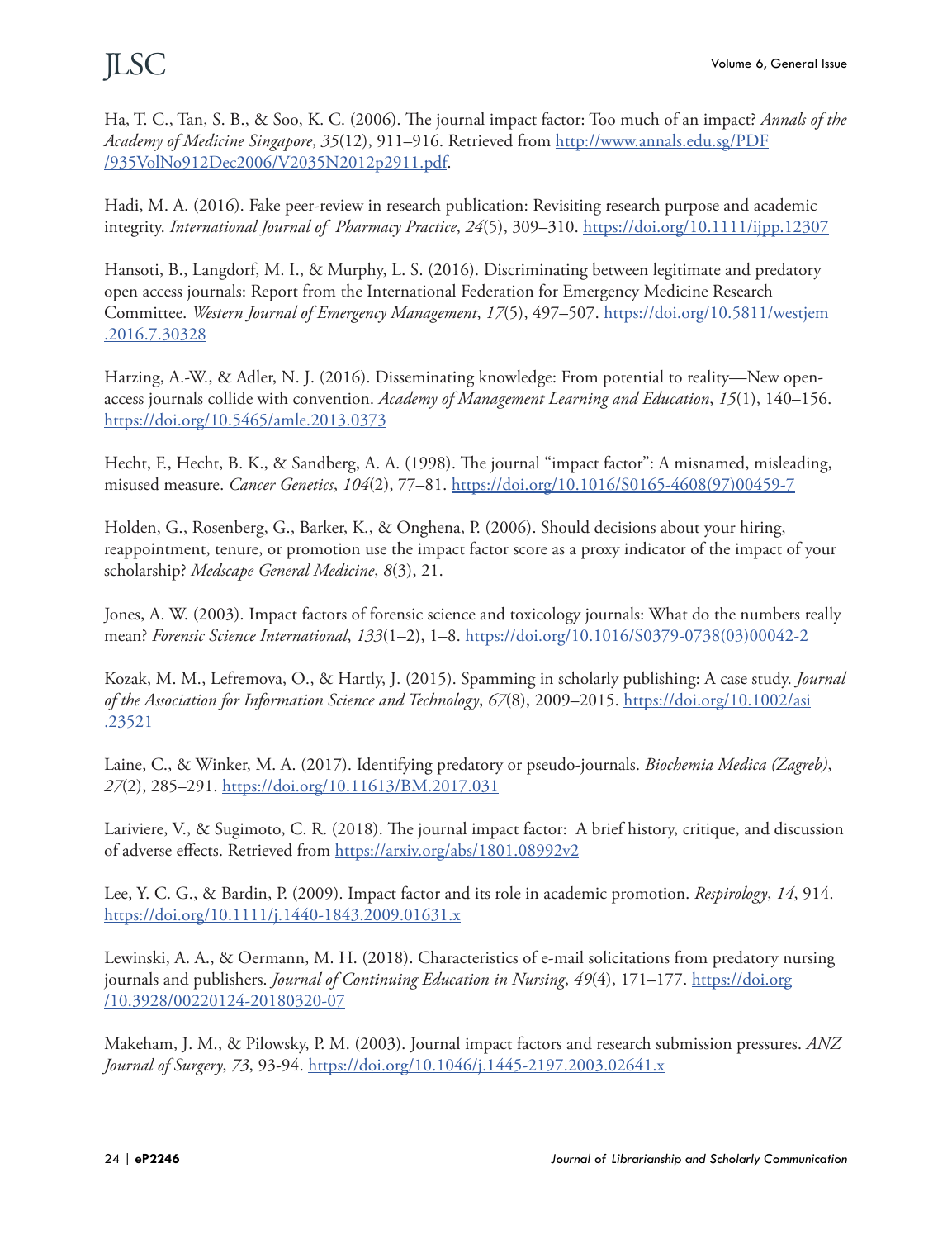Ha, T. C., Tan, S. B., & Soo, K. C. (2006). The journal impact factor: Too much of an impact? *Annals of the Academy of Medicine Singapore*, *35*(12), 911–916. Retrieved from http://www.annals.edu.sg/PDF/935VolNo912Dec2006/V2035N2012p2911.pdf.

Hadi, M. A. (2016). Fake peer-review in research publication: Revisiting research purpose and academic integrity. *International Journal of Pharmacy Practice*, *24*(5), 309–310. https://doi.org/10.1111/ijpp.12307

Hansoti, B., Langdorf, M. I., & Murphy, L. S. (2016). Discriminating between legitimate and predatory open access journals: Report from the International Federation for Emergency Medicine Research Committee. *Western Journal of Emergency Management*, *17*(5), 497–507. https://doi.org/10.5811/westjem.2016.7.30328

Harzing, A.-W., & Adler, N. J. (2016). Disseminating knowledge: From potential to reality—New open-access journals collide with convention. *Academy of Management Learning and Education*, *15*(1), 140–156. https://doi.org/10.5465/amle.2013.0373

Hecht, F., Hecht, B. K., & Sandberg, A. A. (1998). The journal "impact factor": A misnamed, misleading, misused measure. *Cancer Genetics*, *104*(2), 77–81. https://doi.org/10.1016/S0165-4608(97)00459-7

Holden, G., Rosenberg, G., Barker, K., & Onghena, P. (2006). Should decisions about your hiring, reappointment, tenure, or promotion use the impact factor score as a proxy indicator of the impact of your scholarship? *Medscape General Medicine*, *8*(3), 21.

Jones, A. W. (2003). Impact factors of forensic science and toxicology journals: What do the numbers really mean? *Forensic Science International*, *133*(1–2), 1–8. https://doi.org/10.1016/S0379-0738(03)00042-2

Kozak, M. M., Lefremova, O., & Hartly, J. (2015). Spamming in scholarly publishing: A case study. *Journal of the Association for Information Science and Technology*, *67*(8), 2009–2015. https://doi.org/10.1002/asi.23521

Laine, C., & Winker, M. A. (2017). Identifying predatory or pseudo-journals. *Biochemia Medica (Zagreb)*, *27*(2), 285–291. https://doi.org/10.11613/BM.2017.031

Lariviere, V., & Sugimoto, C. R. (2018). The journal impact factor: A brief history, critique, and discussion of adverse effects. Retrieved from https://arxiv.org/abs/1801.08992v2

Lee, Y. C. G., & Bardin, P. (2009). Impact factor and its role in academic promotion. *Respirology*, *14*, 914. https://doi.org/10.1111/j.1440-1843.2009.01631.x

Lewinski, A. A., & Oermann, M. H. (2018). Characteristics of e-mail solicitations from predatory nursing journals and publishers. *Journal of Continuing Education in Nursing*, *49*(4), 171–177. https://doi.org/10.3928/00220124-20180320-07

Makeham, J. M., & Pilowsky, P. M. (2003). Journal impact factors and research submission pressures. *ANZ Journal of Surgery*, *73*, 93-94. https://doi.org/10.1046/j.1445-2197.2003.02641.x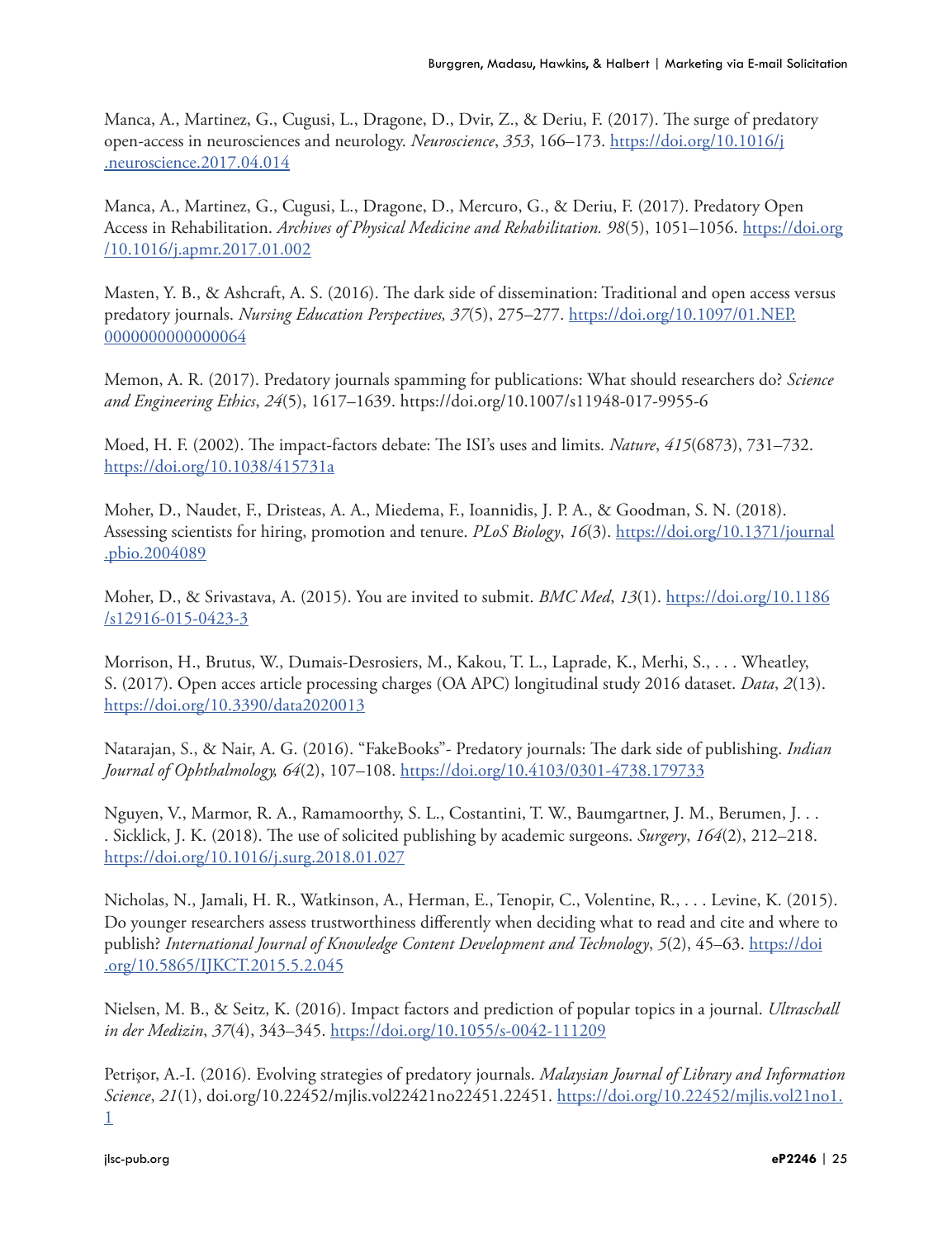Manca, A., Martinez, G., Cugusi, L., Dragone, D., Dvir, Z., & Deriu, F. (2017). The surge of predatory open-access in neurosciences and neurology. *Neuroscience*, *353*, 166–173. https://doi.org/10.1016/j.neuroscience.2017.04.014

Manca, A., Martinez, G., Cugusi, L., Dragone, D., Mercuro, G., & Deriu, F. (2017). Predatory Open Access in Rehabilitation. *Archives of Physical Medicine and Rehabilitation. 98*(5), 1051–1056. https://doi.org/10.1016/j.apmr.2017.01.002

Masten, Y. B., & Ashcraft, A. S. (2016). The dark side of dissemination: Traditional and open access versus predatory journals. *Nursing Education Perspectives, 37*(5), 275–277. https://doi.org/10.1097/01.NEP.0000000000000064

Memon, A. R. (2017). Predatory journals spamming for publications: What should researchers do? *Science and Engineering Ethics*, *24*(5), 1617–1639. https://doi.org/10.1007/s11948-017-9955-6

Moed, H. F. (2002). The impact-factors debate: The ISI's uses and limits. *Nature*, *415*(6873), 731–732. https://doi.org/10.1038/415731a

Moher, D., Naudet, F., Dristeas, A. A., Miedema, F., Ioannidis, J. P. A., & Goodman, S. N. (2018). Assessing scientists for hiring, promotion and tenure. *PLoS Biology*, *16*(3). https://doi.org/10.1371/journal.pbio.2004089

Moher, D., & Srivastava, A. (2015). You are invited to submit. *BMC Med*, *13*(1). https://doi.org/10.1186/s12916-015-0423-3

Morrison, H., Brutus, W., Dumais-Desrosiers, M., Kakou, T. L., Laprade, K., Merhi, S., . . . Wheatley, S. (2017). Open acces article processing charges (OA APC) longitudinal study 2016 dataset. *Data*, *2*(13). https://doi.org/10.3390/data2020013

Natarajan, S., & Nair, A. G. (2016). "FakeBooks"- Predatory journals: The dark side of publishing. *Indian Journal of Ophthalmology, 64*(2), 107–108. https://doi.org/10.4103/0301-4738.179733

Nguyen, V., Marmor, R. A., Ramamoorthy, S. L., Costantini, T. W., Baumgartner, J. M., Berumen, J. . . . Sicklick, J. K. (2018). The use of solicited publishing by academic surgeons. *Surgery*, *164*(2), 212–218. https://doi.org/10.1016/j.surg.2018.01.027

Nicholas, N., Jamali, H. R., Watkinson, A., Herman, E., Tenopir, C., Volentine, R., . . . Levine, K. (2015). Do younger researchers assess trustworthiness differently when deciding what to read and cite and where to publish? *International Journal of Knowledge Content Development and Technology*, *5*(2), 45–63. https://doi.org/10.5865/IJKCT.2015.5.2.045

Nielsen, M. B., & Seitz, K. (2016). Impact factors and prediction of popular topics in a journal. *Ultraschall in der Medizin*, *37*(4), 343–345. https://doi.org/10.1055/s-0042-111209

Petrișor, A.-I. (2016). Evolving strategies of predatory journals. *Malaysian Journal of Library and Information Science*, *21*(1), doi.org/10.22452/mjlis.vol22421no22451.22451. https://doi.org/10.22452/mjlis.vol21no1.1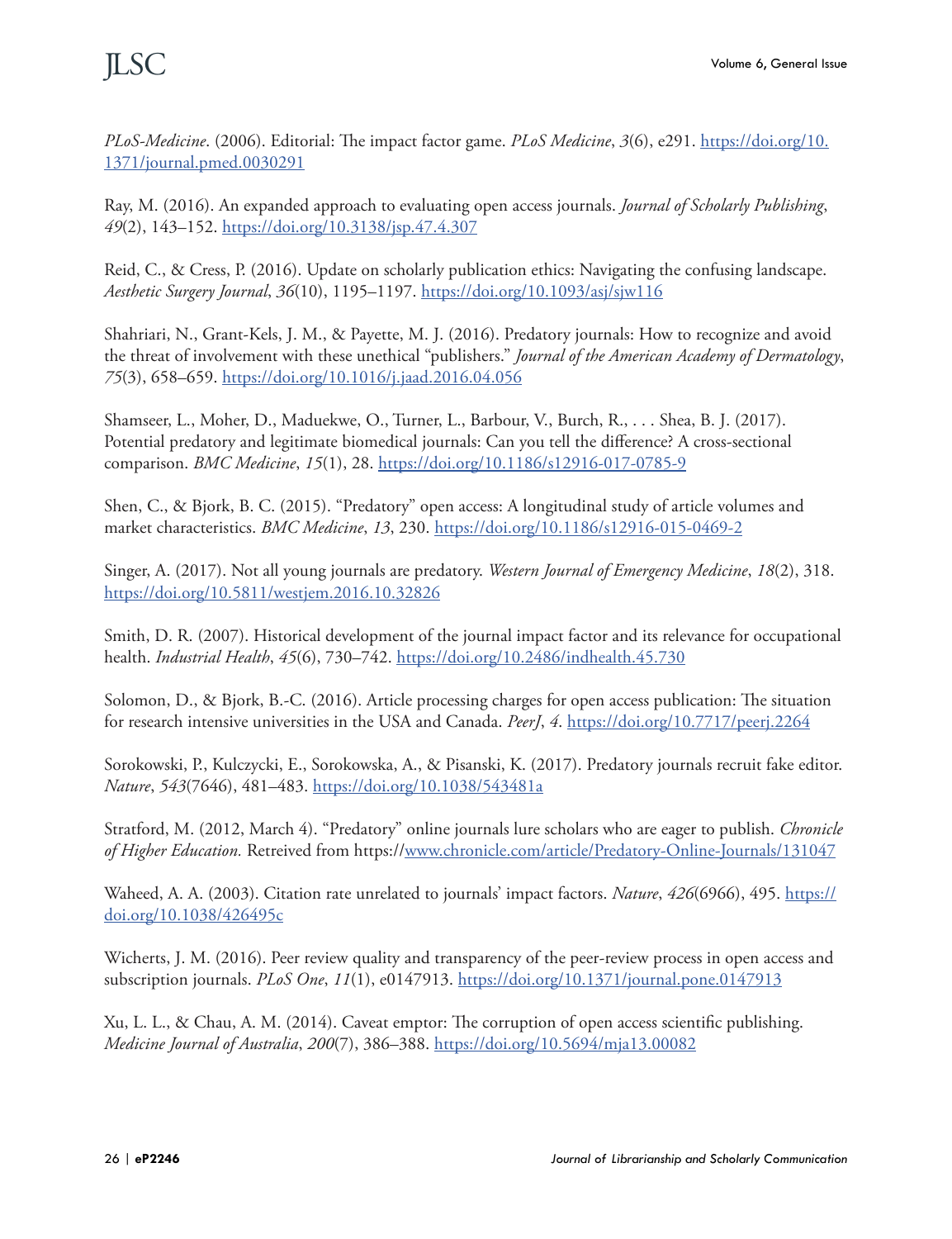*PLoS-Medicine*. (2006). Editorial: The impact factor game. *PLoS Medicine*, *3*(6), e291. https://doi.org/10.1371/journal.pmed.0030291

Ray, M. (2016). An expanded approach to evaluating open access journals. *Journal of Scholarly Publishing*, *49*(2), 143–152. https://doi.org/10.3138/jsp.47.4.307

Reid, C., & Cress, P. (2016). Update on scholarly publication ethics: Navigating the confusing landscape. *Aesthetic Surgery Journal*, *36*(10), 1195–1197. https://doi.org/10.1093/asj/sjw116

Shahriari, N., Grant-Kels, J. M., & Payette, M. J. (2016). Predatory journals: How to recognize and avoid the threat of involvement with these unethical "publishers." *Journal of the American Academy of Dermatology*, *75*(3), 658–659. https://doi.org/10.1016/j.jaad.2016.04.056

Shamseer, L., Moher, D., Maduekwe, O., Turner, L., Barbour, V., Burch, R., . . . Shea, B. J. (2017). Potential predatory and legitimate biomedical journals: Can you tell the difference? A cross-sectional comparison. *BMC Medicine*, *15*(1), 28. https://doi.org/10.1186/s12916-017-0785-9

Shen, C., & Bjork, B. C. (2015). "Predatory" open access: A longitudinal study of article volumes and market characteristics. *BMC Medicine*, *13*, 230. https://doi.org/10.1186/s12916-015-0469-2

Singer, A. (2017). Not all young journals are predatory. *Western Journal of Emergency Medicine*, *18*(2), 318. https://doi.org/10.5811/westjem.2016.10.32826

Smith, D. R. (2007). Historical development of the journal impact factor and its relevance for occupational health. *Industrial Health*, *45*(6), 730–742. https://doi.org/10.2486/indhealth.45.730

Solomon, D., & Bjork, B.-C. (2016). Article processing charges for open access publication: The situation for research intensive universities in the USA and Canada. *PeerJ*, *4*. https://doi.org/10.7717/peerj.2264

Sorokowski, P., Kulczycki, E., Sorokowska, A., & Pisanski, K. (2017). Predatory journals recruit fake editor. *Nature*, *543*(7646), 481–483. https://doi.org/10.1038/543481a

Stratford, M. (2012, March 4). "Predatory" online journals lure scholars who are eager to publish. *Chronicle of Higher Education.* Retrieved from https://www.chronicle.com/article/Predatory-Online-Journals/131047

Waheed, A. A. (2003). Citation rate unrelated to journals' impact factors. *Nature*, *426*(6966), 495. https://doi.org/10.1038/426495c

Wicherts, J. M. (2016). Peer review quality and transparency of the peer-review process in open access and subscription journals. *PLoS One*, *11*(1), e0147913. https://doi.org/10.1371/journal.pone.0147913

Xu, L. L., & Chau, A. M. (2014). Caveat emptor: The corruption of open access scientific publishing. *Medicine Journal of Australia*, *200*(7), 386–388. https://doi.org/10.5694/mja13.00082